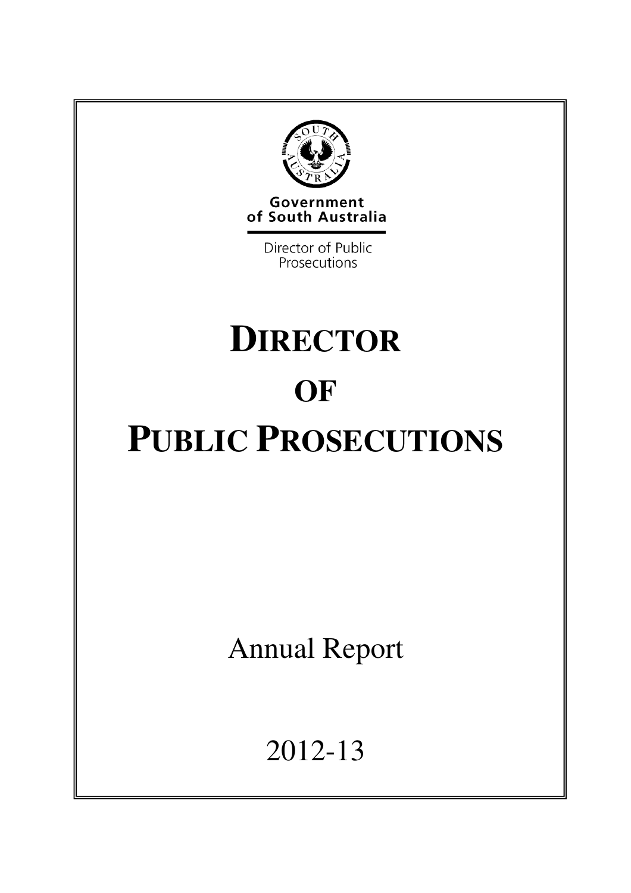Government of South Australia

Director of Public Prosecutions

# DIRECTOR OF PUBLIC PROSECUTIONS

Annual Report

2012-13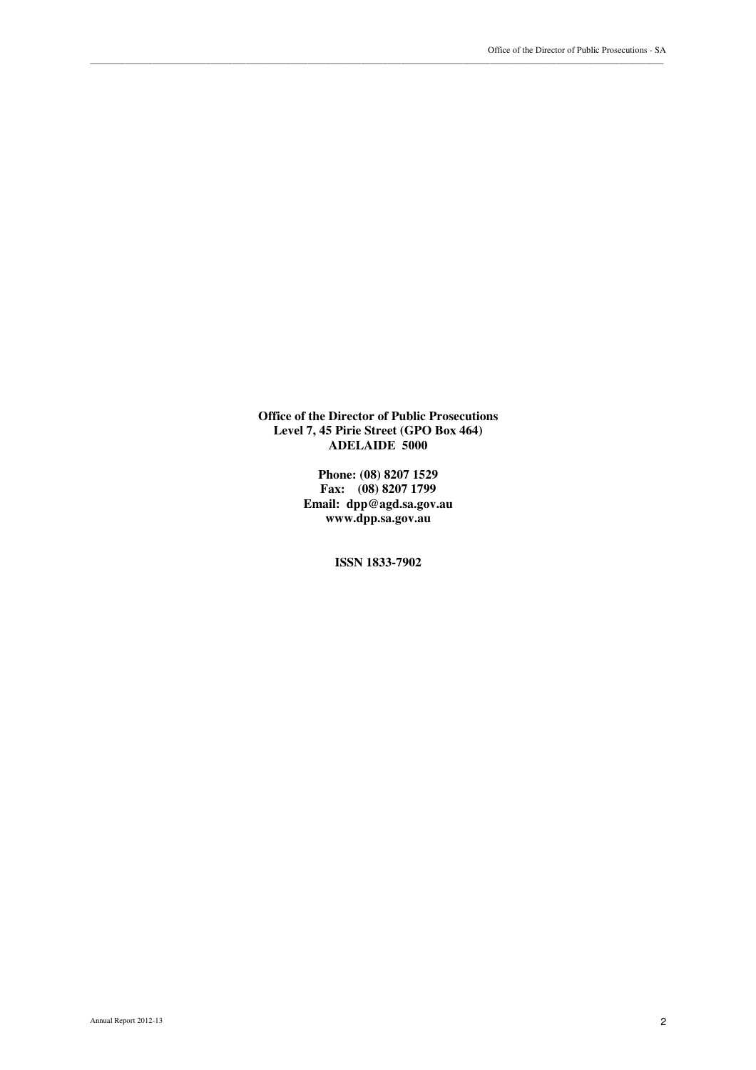**Office of the Director of Public Prosecutions**
**Level 7, 45 Pirie Street (GPO Box 464)**
**ADELAIDE 5000**

**Phone: (08) 8207 1529**
**Fax: (08) 8207 1799**
**Email: dpp@agd.sa.gov.au**
**www.dpp.sa.gov.au**

**ISSN 1833-7902**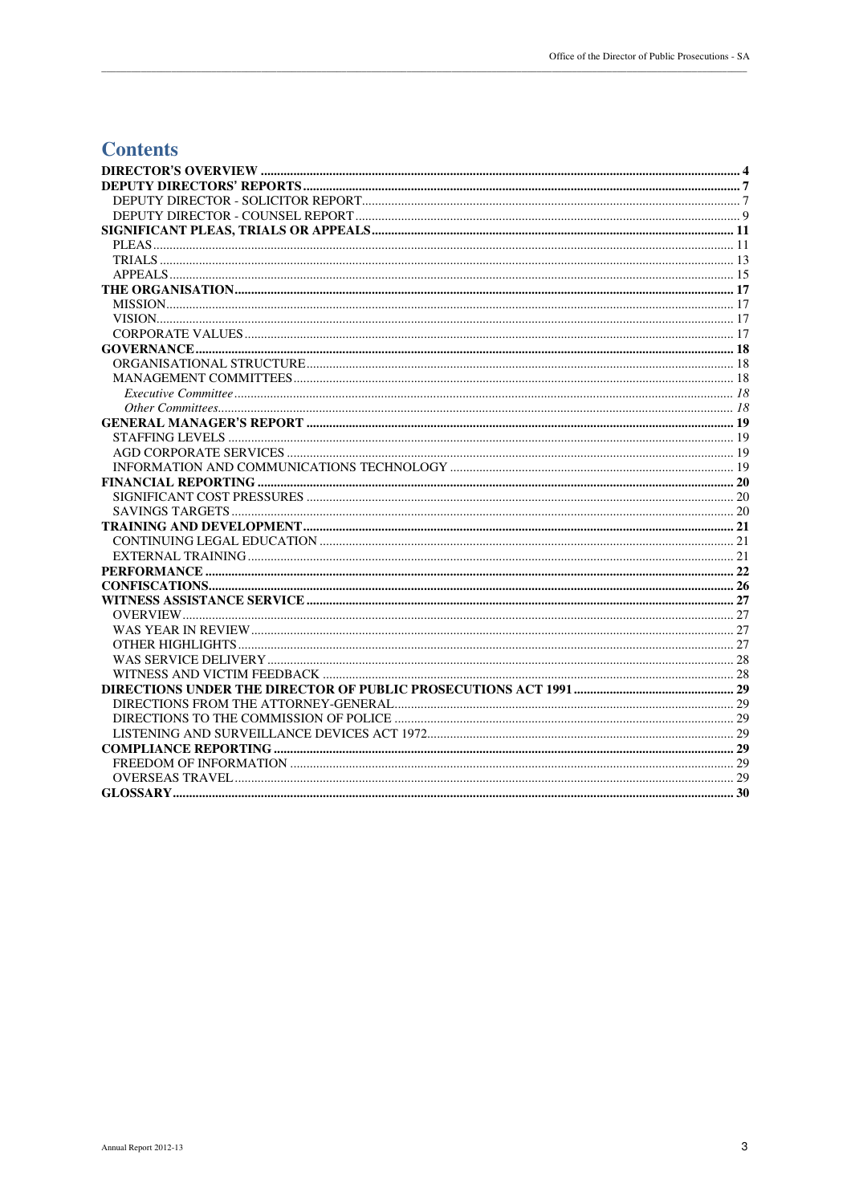# Contents

**DIRECTOR'S OVERVIEW** .......... **4**

**DEPUTY DIRECTORS' REPORTS** .......... **7**

- DEPUTY DIRECTOR - SOLICITOR REPORT .......... 7
- DEPUTY DIRECTOR - COUNSEL REPORT .......... 9

**SIGNIFICANT PLEAS, TRIALS OR APPEALS** .......... **11**

- PLEAS .......... 11
- TRIALS .......... 13
- APPEALS .......... 15

**THE ORGANISATION** .......... **17**

- MISSION .......... 17
- VISION .......... 17
- CORPORATE VALUES .......... 17

**GOVERNANCE** .......... **18**

- ORGANISATIONAL STRUCTURE .......... 18
- MANAGEMENT COMMITTEES .......... 18
  - *Executive Committee* .......... *18*
  - *Other Committees* .......... *18*

**GENERAL MANAGER'S REPORT** .......... **19**

- STAFFING LEVELS .......... 19
- AGD CORPORATE SERVICES .......... 19
- INFORMATION AND COMMUNICATIONS TECHNOLOGY .......... 19

**FINANCIAL REPORTING** .......... **20**

- SIGNIFICANT COST PRESSURES .......... 20
- SAVINGS TARGETS .......... 20

**TRAINING AND DEVELOPMENT** .......... **21**

- CONTINUING LEGAL EDUCATION .......... 21
- EXTERNAL TRAINING .......... 21

**PERFORMANCE** .......... **22**

**CONFISCATIONS** .......... **26**

**WITNESS ASSISTANCE SERVICE** .......... **27**

- OVERVIEW .......... 27
- WAS YEAR IN REVIEW .......... 27
- OTHER HIGHLIGHTS .......... 27
- WAS SERVICE DELIVERY .......... 28
- WITNESS AND VICTIM FEEDBACK .......... 28

**DIRECTIONS UNDER THE DIRECTOR OF PUBLIC PROSECUTIONS ACT 1991** .......... **29**

- DIRECTIONS FROM THE ATTORNEY-GENERAL .......... 29
- DIRECTIONS TO THE COMMISSION OF POLICE .......... 29
- LISTENING AND SURVEILLANCE DEVICES ACT 1972 .......... 29

**COMPLIANCE REPORTING** .......... **29**

- FREEDOM OF INFORMATION .......... 29
- OVERSEAS TRAVEL .......... 29

**GLOSSARY** .......... **30**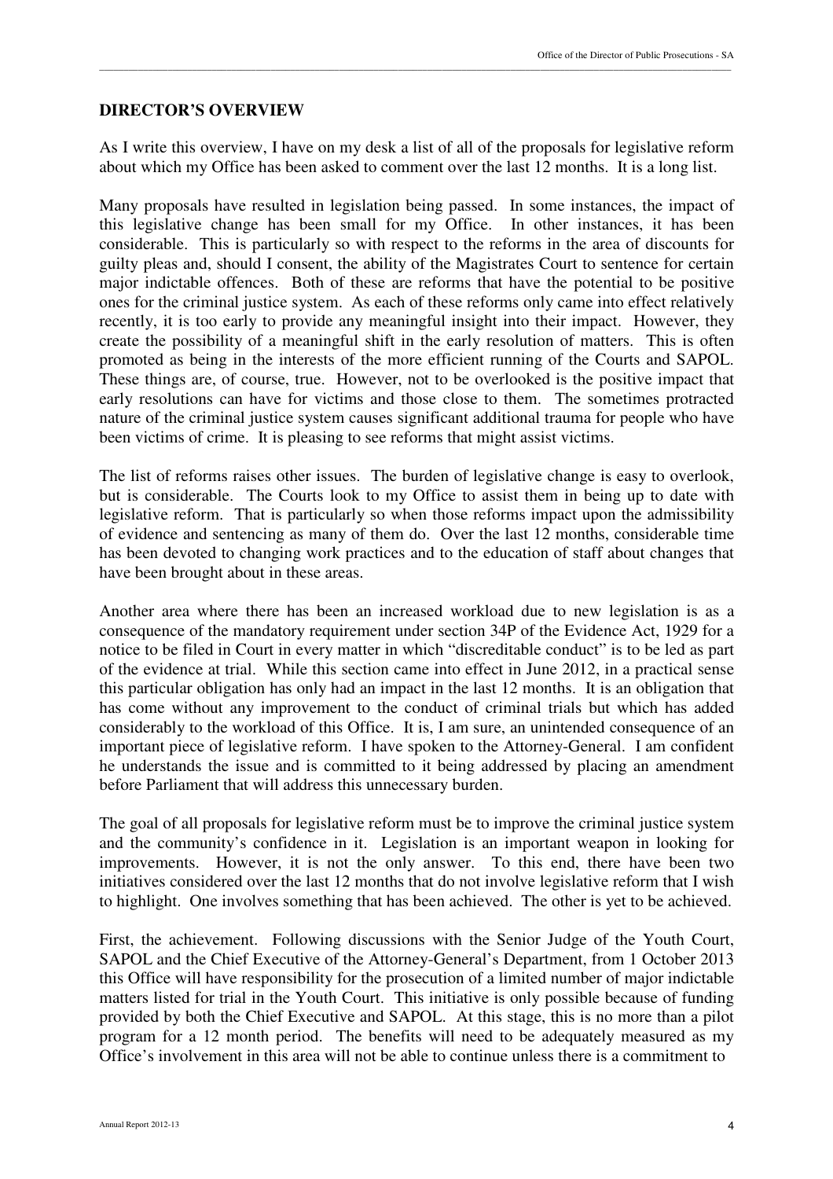## DIRECTOR'S OVERVIEW

As I write this overview, I have on my desk a list of all of the proposals for legislative reform about which my Office has been asked to comment over the last 12 months. It is a long list.

Many proposals have resulted in legislation being passed. In some instances, the impact of this legislative change has been small for my Office. In other instances, it has been considerable. This is particularly so with respect to the reforms in the area of discounts for guilty pleas and, should I consent, the ability of the Magistrates Court to sentence for certain major indictable offences. Both of these are reforms that have the potential to be positive ones for the criminal justice system. As each of these reforms only came into effect relatively recently, it is too early to provide any meaningful insight into their impact. However, they create the possibility of a meaningful shift in the early resolution of matters. This is often promoted as being in the interests of the more efficient running of the Courts and SAPOL. These things are, of course, true. However, not to be overlooked is the positive impact that early resolutions can have for victims and those close to them. The sometimes protracted nature of the criminal justice system causes significant additional trauma for people who have been victims of crime. It is pleasing to see reforms that might assist victims.

The list of reforms raises other issues. The burden of legislative change is easy to overlook, but is considerable. The Courts look to my Office to assist them in being up to date with legislative reform. That is particularly so when those reforms impact upon the admissibility of evidence and sentencing as many of them do. Over the last 12 months, considerable time has been devoted to changing work practices and to the education of staff about changes that have been brought about in these areas.

Another area where there has been an increased workload due to new legislation is as a consequence of the mandatory requirement under section 34P of the Evidence Act, 1929 for a notice to be filed in Court in every matter in which "discreditable conduct" is to be led as part of the evidence at trial. While this section came into effect in June 2012, in a practical sense this particular obligation has only had an impact in the last 12 months. It is an obligation that has come without any improvement to the conduct of criminal trials but which has added considerably to the workload of this Office. It is, I am sure, an unintended consequence of an important piece of legislative reform. I have spoken to the Attorney-General. I am confident he understands the issue and is committed to it being addressed by placing an amendment before Parliament that will address this unnecessary burden.

The goal of all proposals for legislative reform must be to improve the criminal justice system and the community's confidence in it. Legislation is an important weapon in looking for improvements. However, it is not the only answer. To this end, there have been two initiatives considered over the last 12 months that do not involve legislative reform that I wish to highlight. One involves something that has been achieved. The other is yet to be achieved.

First, the achievement. Following discussions with the Senior Judge of the Youth Court, SAPOL and the Chief Executive of the Attorney-General's Department, from 1 October 2013 this Office will have responsibility for the prosecution of a limited number of major indictable matters listed for trial in the Youth Court. This initiative is only possible because of funding provided by both the Chief Executive and SAPOL. At this stage, this is no more than a pilot program for a 12 month period. The benefits will need to be adequately measured as my Office's involvement in this area will not be able to continue unless there is a commitment to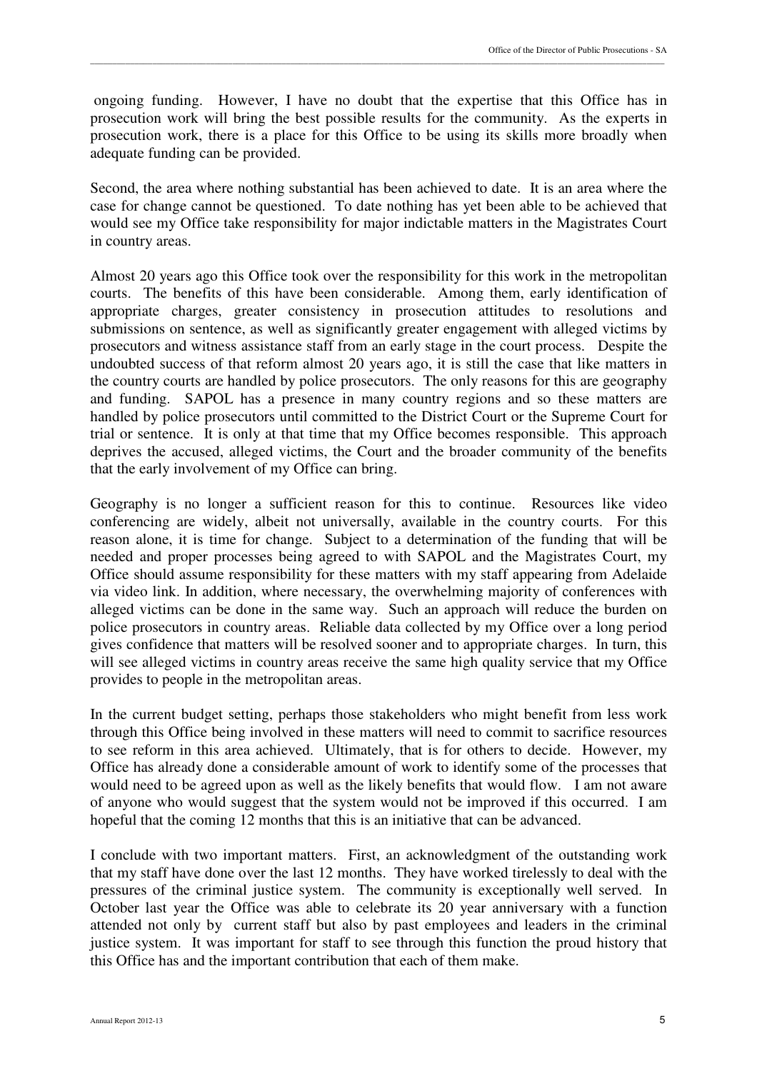ongoing funding. However, I have no doubt that the expertise that this Office has in prosecution work will bring the best possible results for the community. As the experts in prosecution work, there is a place for this Office to be using its skills more broadly when adequate funding can be provided.

Second, the area where nothing substantial has been achieved to date. It is an area where the case for change cannot be questioned. To date nothing has yet been able to be achieved that would see my Office take responsibility for major indictable matters in the Magistrates Court in country areas.

Almost 20 years ago this Office took over the responsibility for this work in the metropolitan courts. The benefits of this have been considerable. Among them, early identification of appropriate charges, greater consistency in prosecution attitudes to resolutions and submissions on sentence, as well as significantly greater engagement with alleged victims by prosecutors and witness assistance staff from an early stage in the court process. Despite the undoubted success of that reform almost 20 years ago, it is still the case that like matters in the country courts are handled by police prosecutors. The only reasons for this are geography and funding. SAPOL has a presence in many country regions and so these matters are handled by police prosecutors until committed to the District Court or the Supreme Court for trial or sentence. It is only at that time that my Office becomes responsible. This approach deprives the accused, alleged victims, the Court and the broader community of the benefits that the early involvement of my Office can bring.

Geography is no longer a sufficient reason for this to continue. Resources like video conferencing are widely, albeit not universally, available in the country courts. For this reason alone, it is time for change. Subject to a determination of the funding that will be needed and proper processes being agreed to with SAPOL and the Magistrates Court, my Office should assume responsibility for these matters with my staff appearing from Adelaide via video link. In addition, where necessary, the overwhelming majority of conferences with alleged victims can be done in the same way. Such an approach will reduce the burden on police prosecutors in country areas. Reliable data collected by my Office over a long period gives confidence that matters will be resolved sooner and to appropriate charges. In turn, this will see alleged victims in country areas receive the same high quality service that my Office provides to people in the metropolitan areas.

In the current budget setting, perhaps those stakeholders who might benefit from less work through this Office being involved in these matters will need to commit to sacrifice resources to see reform in this area achieved. Ultimately, that is for others to decide. However, my Office has already done a considerable amount of work to identify some of the processes that would need to be agreed upon as well as the likely benefits that would flow. I am not aware of anyone who would suggest that the system would not be improved if this occurred. I am hopeful that the coming 12 months that this is an initiative that can be advanced.

I conclude with two important matters. First, an acknowledgment of the outstanding work that my staff have done over the last 12 months. They have worked tirelessly to deal with the pressures of the criminal justice system. The community is exceptionally well served. In October last year the Office was able to celebrate its 20 year anniversary with a function attended not only by current staff but also by past employees and leaders in the criminal justice system. It was important for staff to see through this function the proud history that this Office has and the important contribution that each of them make.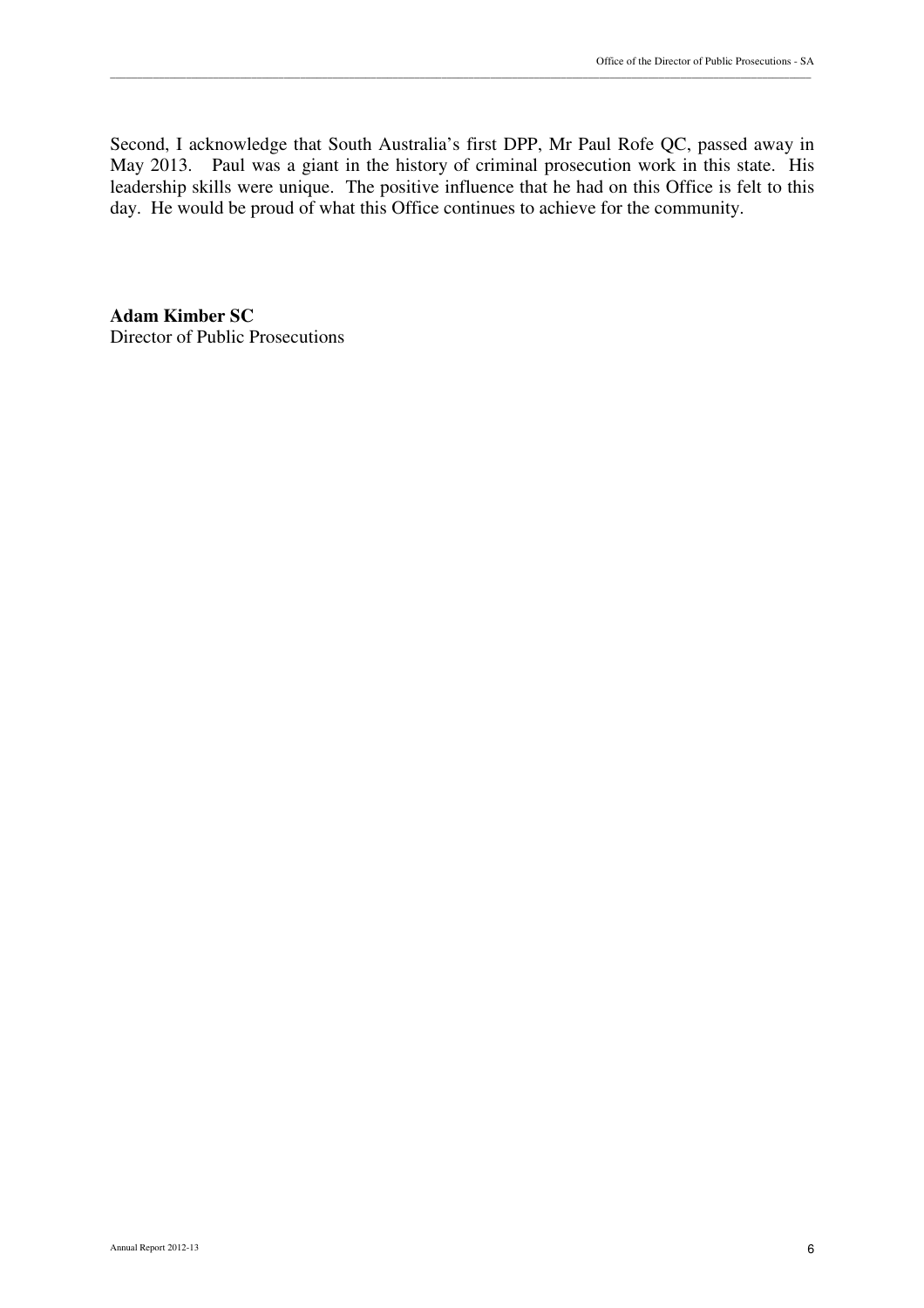Second, I acknowledge that South Australia's first DPP, Mr Paul Rofe QC, passed away in May 2013. Paul was a giant in the history of criminal prosecution work in this state. His leadership skills were unique. The positive influence that he had on this Office is felt to this day. He would be proud of what this Office continues to achieve for the community.

**Adam Kimber SC**
Director of Public Prosecutions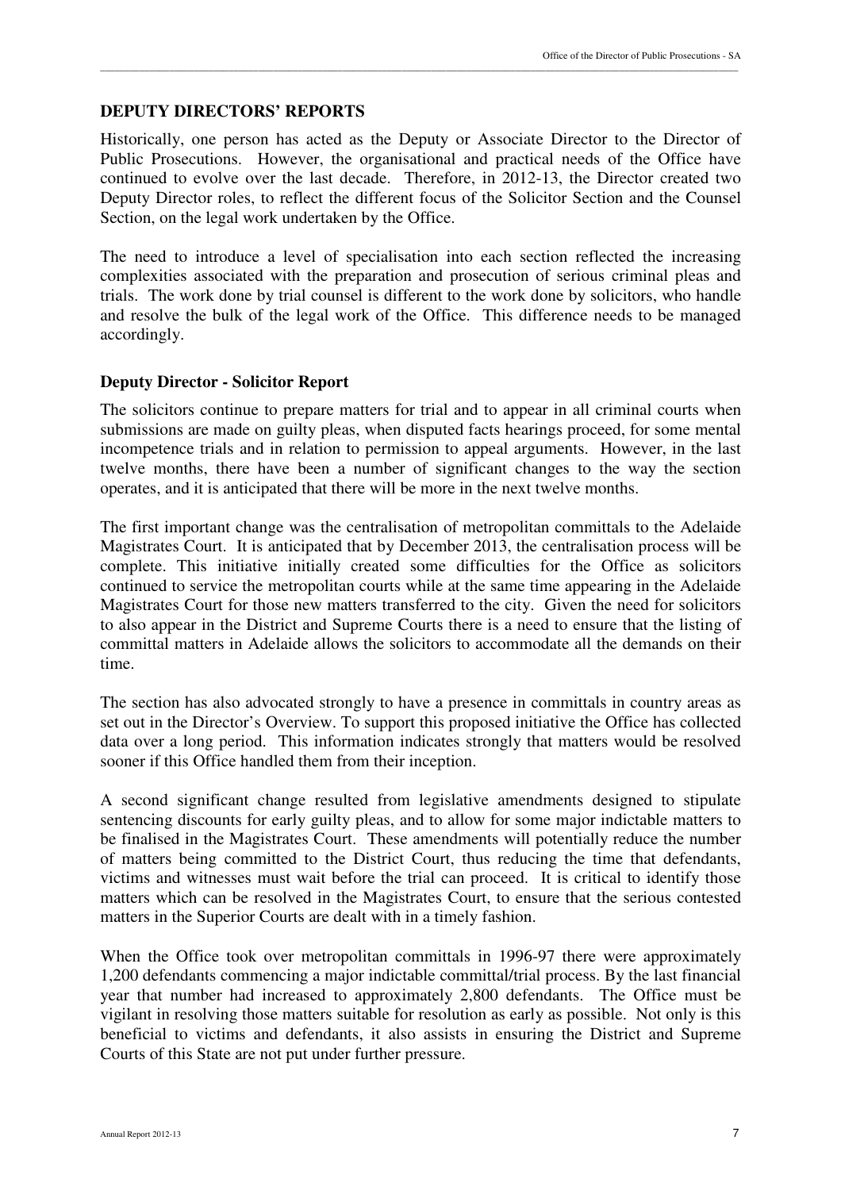## DEPUTY DIRECTORS' REPORTS

Historically, one person has acted as the Deputy or Associate Director to the Director of Public Prosecutions. However, the organisational and practical needs of the Office have continued to evolve over the last decade. Therefore, in 2012-13, the Director created two Deputy Director roles, to reflect the different focus of the Solicitor Section and the Counsel Section, on the legal work undertaken by the Office.

The need to introduce a level of specialisation into each section reflected the increasing complexities associated with the preparation and prosecution of serious criminal pleas and trials. The work done by trial counsel is different to the work done by solicitors, who handle and resolve the bulk of the legal work of the Office. This difference needs to be managed accordingly.

### Deputy Director - Solicitor Report

The solicitors continue to prepare matters for trial and to appear in all criminal courts when submissions are made on guilty pleas, when disputed facts hearings proceed, for some mental incompetence trials and in relation to permission to appeal arguments. However, in the last twelve months, there have been a number of significant changes to the way the section operates, and it is anticipated that there will be more in the next twelve months.

The first important change was the centralisation of metropolitan committals to the Adelaide Magistrates Court. It is anticipated that by December 2013, the centralisation process will be complete. This initiative initially created some difficulties for the Office as solicitors continued to service the metropolitan courts while at the same time appearing in the Adelaide Magistrates Court for those new matters transferred to the city. Given the need for solicitors to also appear in the District and Supreme Courts there is a need to ensure that the listing of committal matters in Adelaide allows the solicitors to accommodate all the demands on their time.

The section has also advocated strongly to have a presence in committals in country areas as set out in the Director's Overview. To support this proposed initiative the Office has collected data over a long period. This information indicates strongly that matters would be resolved sooner if this Office handled them from their inception.

A second significant change resulted from legislative amendments designed to stipulate sentencing discounts for early guilty pleas, and to allow for some major indictable matters to be finalised in the Magistrates Court. These amendments will potentially reduce the number of matters being committed to the District Court, thus reducing the time that defendants, victims and witnesses must wait before the trial can proceed. It is critical to identify those matters which can be resolved in the Magistrates Court, to ensure that the serious contested matters in the Superior Courts are dealt with in a timely fashion.

When the Office took over metropolitan committals in 1996-97 there were approximately 1,200 defendants commencing a major indictable committal/trial process. By the last financial year that number had increased to approximately 2,800 defendants. The Office must be vigilant in resolving those matters suitable for resolution as early as possible. Not only is this beneficial to victims and defendants, it also assists in ensuring the District and Supreme Courts of this State are not put under further pressure.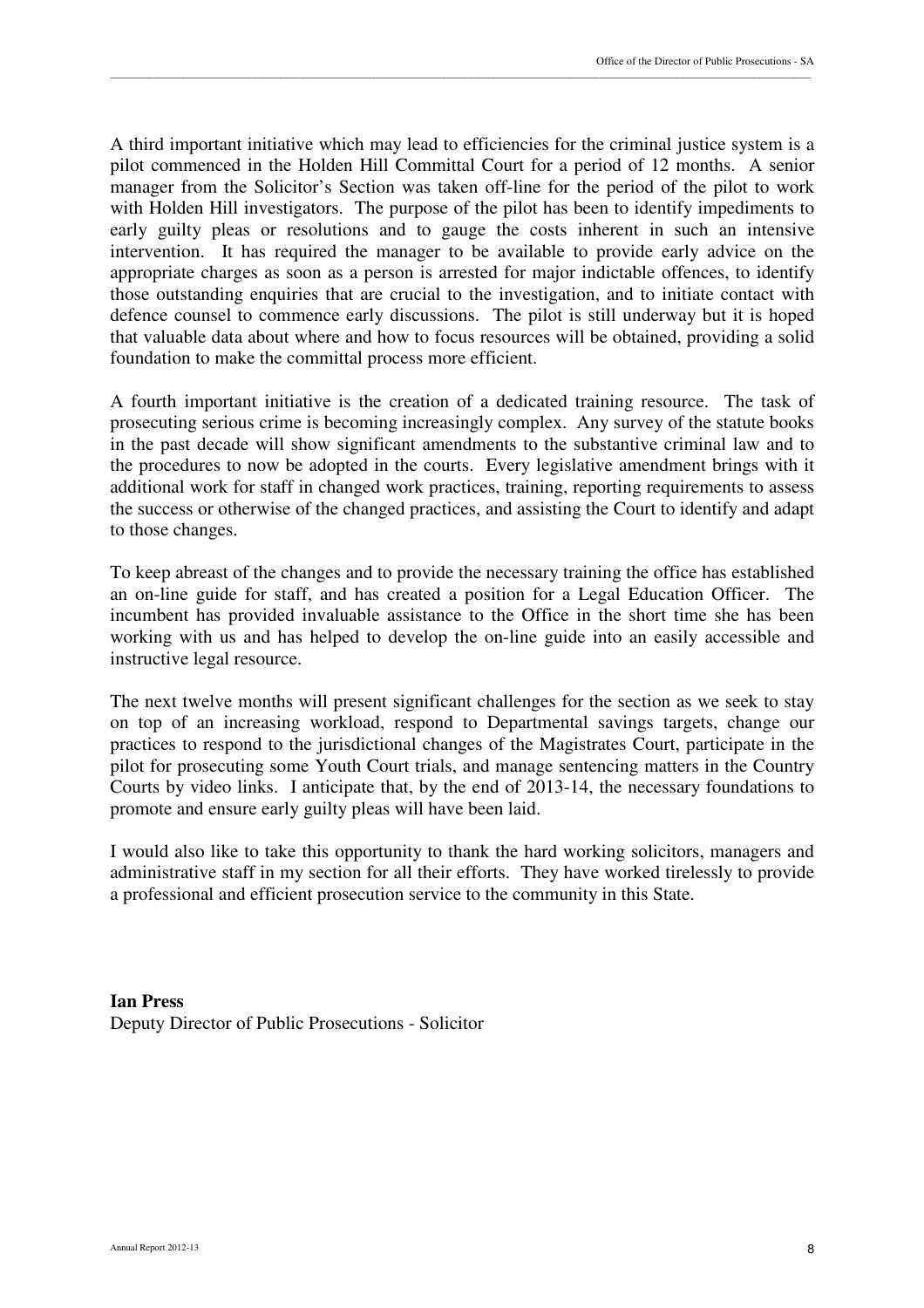A third important initiative which may lead to efficiencies for the criminal justice system is a pilot commenced in the Holden Hill Committal Court for a period of 12 months. A senior manager from the Solicitor's Section was taken off-line for the period of the pilot to work with Holden Hill investigators. The purpose of the pilot has been to identify impediments to early guilty pleas or resolutions and to gauge the costs inherent in such an intensive intervention. It has required the manager to be available to provide early advice on the appropriate charges as soon as a person is arrested for major indictable offences, to identify those outstanding enquiries that are crucial to the investigation, and to initiate contact with defence counsel to commence early discussions. The pilot is still underway but it is hoped that valuable data about where and how to focus resources will be obtained, providing a solid foundation to make the committal process more efficient.

A fourth important initiative is the creation of a dedicated training resource. The task of prosecuting serious crime is becoming increasingly complex. Any survey of the statute books in the past decade will show significant amendments to the substantive criminal law and to the procedures to now be adopted in the courts. Every legislative amendment brings with it additional work for staff in changed work practices, training, reporting requirements to assess the success or otherwise of the changed practices, and assisting the Court to identify and adapt to those changes.

To keep abreast of the changes and to provide the necessary training the office has established an on-line guide for staff, and has created a position for a Legal Education Officer. The incumbent has provided invaluable assistance to the Office in the short time she has been working with us and has helped to develop the on-line guide into an easily accessible and instructive legal resource.

The next twelve months will present significant challenges for the section as we seek to stay on top of an increasing workload, respond to Departmental savings targets, change our practices to respond to the jurisdictional changes of the Magistrates Court, participate in the pilot for prosecuting some Youth Court trials, and manage sentencing matters in the Country Courts by video links. I anticipate that, by the end of 2013-14, the necessary foundations to promote and ensure early guilty pleas will have been laid.

I would also like to take this opportunity to thank the hard working solicitors, managers and administrative staff in my section for all their efforts. They have worked tirelessly to provide a professional and efficient prosecution service to the community in this State.

**Ian Press**
Deputy Director of Public Prosecutions - Solicitor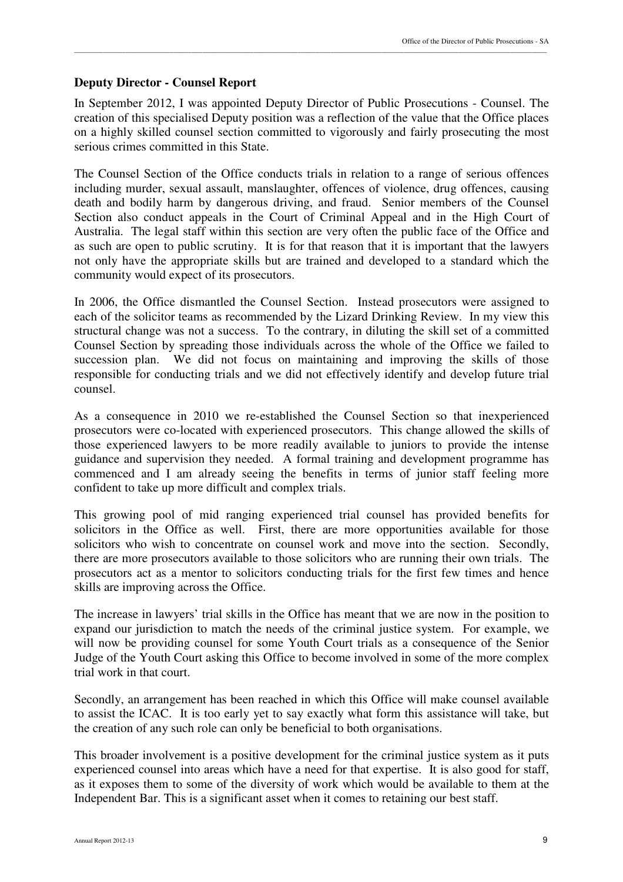**Deputy Director - Counsel Report**

In September 2012, I was appointed Deputy Director of Public Prosecutions - Counsel. The creation of this specialised Deputy position was a reflection of the value that the Office places on a highly skilled counsel section committed to vigorously and fairly prosecuting the most serious crimes committed in this State.

The Counsel Section of the Office conducts trials in relation to a range of serious offences including murder, sexual assault, manslaughter, offences of violence, drug offences, causing death and bodily harm by dangerous driving, and fraud. Senior members of the Counsel Section also conduct appeals in the Court of Criminal Appeal and in the High Court of Australia. The legal staff within this section are very often the public face of the Office and as such are open to public scrutiny. It is for that reason that it is important that the lawyers not only have the appropriate skills but are trained and developed to a standard which the community would expect of its prosecutors.

In 2006, the Office dismantled the Counsel Section. Instead prosecutors were assigned to each of the solicitor teams as recommended by the Lizard Drinking Review. In my view this structural change was not a success. To the contrary, in diluting the skill set of a committed Counsel Section by spreading those individuals across the whole of the Office we failed to succession plan. We did not focus on maintaining and improving the skills of those responsible for conducting trials and we did not effectively identify and develop future trial counsel.

As a consequence in 2010 we re-established the Counsel Section so that inexperienced prosecutors were co-located with experienced prosecutors. This change allowed the skills of those experienced lawyers to be more readily available to juniors to provide the intense guidance and supervision they needed. A formal training and development programme has commenced and I am already seeing the benefits in terms of junior staff feeling more confident to take up more difficult and complex trials.

This growing pool of mid ranging experienced trial counsel has provided benefits for solicitors in the Office as well. First, there are more opportunities available for those solicitors who wish to concentrate on counsel work and move into the section. Secondly, there are more prosecutors available to those solicitors who are running their own trials. The prosecutors act as a mentor to solicitors conducting trials for the first few times and hence skills are improving across the Office.

The increase in lawyers' trial skills in the Office has meant that we are now in the position to expand our jurisdiction to match the needs of the criminal justice system. For example, we will now be providing counsel for some Youth Court trials as a consequence of the Senior Judge of the Youth Court asking this Office to become involved in some of the more complex trial work in that court.

Secondly, an arrangement has been reached in which this Office will make counsel available to assist the ICAC. It is too early yet to say exactly what form this assistance will take, but the creation of any such role can only be beneficial to both organisations.

This broader involvement is a positive development for the criminal justice system as it puts experienced counsel into areas which have a need for that expertise. It is also good for staff, as it exposes them to some of the diversity of work which would be available to them at the Independent Bar. This is a significant asset when it comes to retaining our best staff.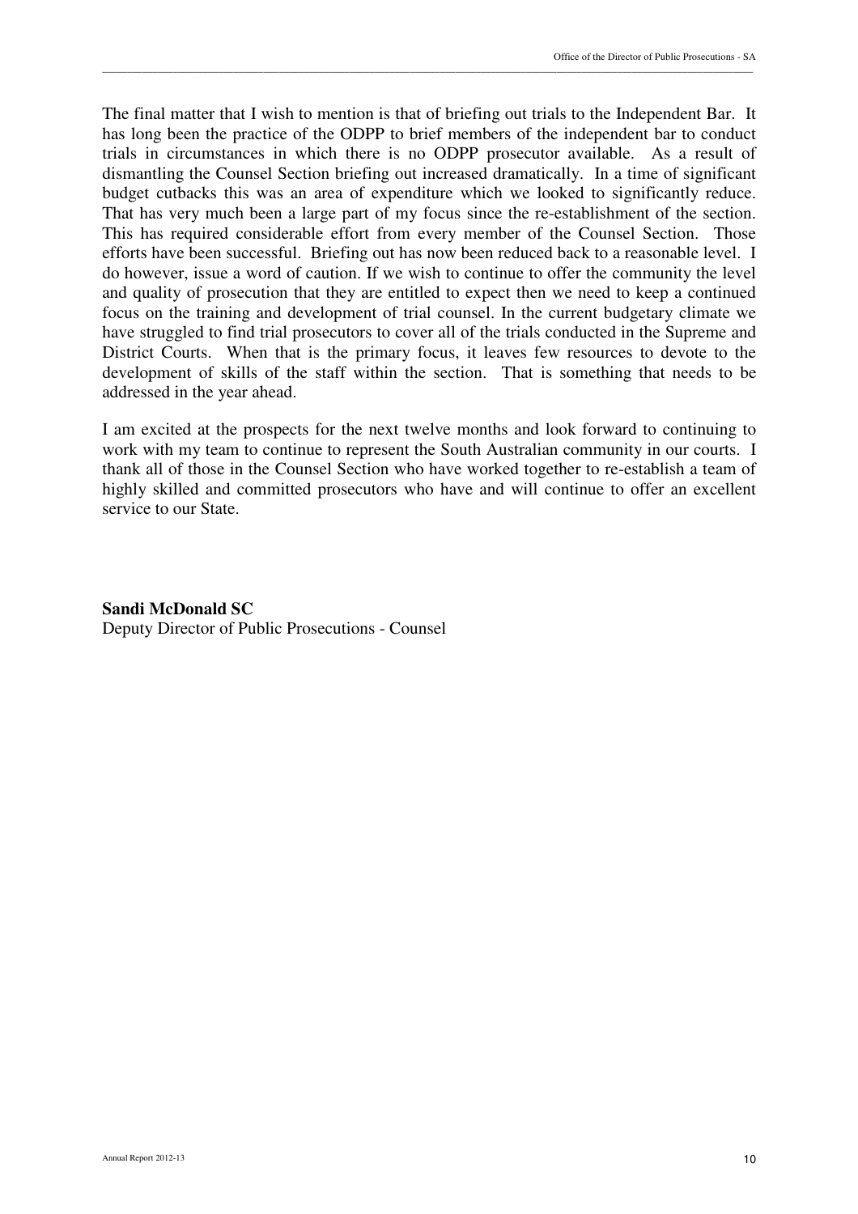The final matter that I wish to mention is that of briefing out trials to the Independent Bar. It has long been the practice of the ODPP to brief members of the independent bar to conduct trials in circumstances in which there is no ODPP prosecutor available. As a result of dismantling the Counsel Section briefing out increased dramatically. In a time of significant budget cutbacks this was an area of expenditure which we looked to significantly reduce. That has very much been a large part of my focus since the re-establishment of the section. This has required considerable effort from every member of the Counsel Section. Those efforts have been successful. Briefing out has now been reduced back to a reasonable level. I do however, issue a word of caution. If we wish to continue to offer the community the level and quality of prosecution that they are entitled to expect then we need to keep a continued focus on the training and development of trial counsel. In the current budgetary climate we have struggled to find trial prosecutors to cover all of the trials conducted in the Supreme and District Courts. When that is the primary focus, it leaves few resources to devote to the development of skills of the staff within the section. That is something that needs to be addressed in the year ahead.

I am excited at the prospects for the next twelve months and look forward to continuing to work with my team to continue to represent the South Australian community in our courts. I thank all of those in the Counsel Section who have worked together to re-establish a team of highly skilled and committed prosecutors who have and will continue to offer an excellent service to our State.

**Sandi McDonald SC**
Deputy Director of Public Prosecutions - Counsel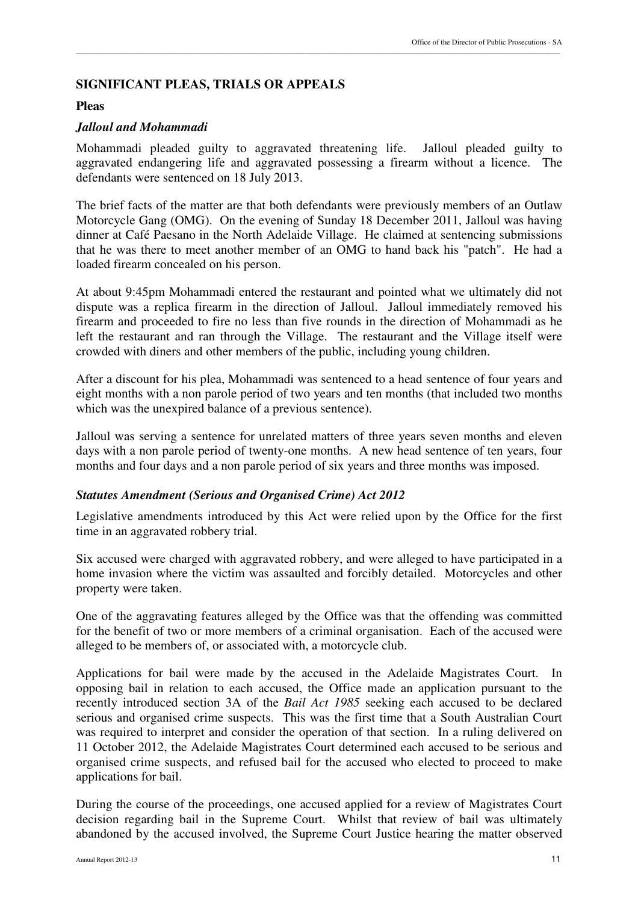## SIGNIFICANT PLEAS, TRIALS OR APPEALS

### Pleas

#### *Jalloul and Mohammadi*

Mohammadi pleaded guilty to aggravated threatening life. Jalloul pleaded guilty to aggravated endangering life and aggravated possessing a firearm without a licence. The defendants were sentenced on 18 July 2013.

The brief facts of the matter are that both defendants were previously members of an Outlaw Motorcycle Gang (OMG). On the evening of Sunday 18 December 2011, Jalloul was having dinner at Café Paesano in the North Adelaide Village. He claimed at sentencing submissions that he was there to meet another member of an OMG to hand back his "patch". He had a loaded firearm concealed on his person.

At about 9:45pm Mohammadi entered the restaurant and pointed what we ultimately did not dispute was a replica firearm in the direction of Jalloul. Jalloul immediately removed his firearm and proceeded to fire no less than five rounds in the direction of Mohammadi as he left the restaurant and ran through the Village. The restaurant and the Village itself were crowded with diners and other members of the public, including young children.

After a discount for his plea, Mohammadi was sentenced to a head sentence of four years and eight months with a non parole period of two years and ten months (that included two months which was the unexpired balance of a previous sentence).

Jalloul was serving a sentence for unrelated matters of three years seven months and eleven days with a non parole period of twenty-one months. A new head sentence of ten years, four months and four days and a non parole period of six years and three months was imposed.

#### *Statutes Amendment (Serious and Organised Crime) Act 2012*

Legislative amendments introduced by this Act were relied upon by the Office for the first time in an aggravated robbery trial.

Six accused were charged with aggravated robbery, and were alleged to have participated in a home invasion where the victim was assaulted and forcibly detailed. Motorcycles and other property were taken.

One of the aggravating features alleged by the Office was that the offending was committed for the benefit of two or more members of a criminal organisation. Each of the accused were alleged to be members of, or associated with, a motorcycle club.

Applications for bail were made by the accused in the Adelaide Magistrates Court. In opposing bail in relation to each accused, the Office made an application pursuant to the recently introduced section 3A of the *Bail Act 1985* seeking each accused to be declared serious and organised crime suspects. This was the first time that a South Australian Court was required to interpret and consider the operation of that section. In a ruling delivered on 11 October 2012, the Adelaide Magistrates Court determined each accused to be serious and organised crime suspects, and refused bail for the accused who elected to proceed to make applications for bail.

During the course of the proceedings, one accused applied for a review of Magistrates Court decision regarding bail in the Supreme Court. Whilst that review of bail was ultimately abandoned by the accused involved, the Supreme Court Justice hearing the matter observed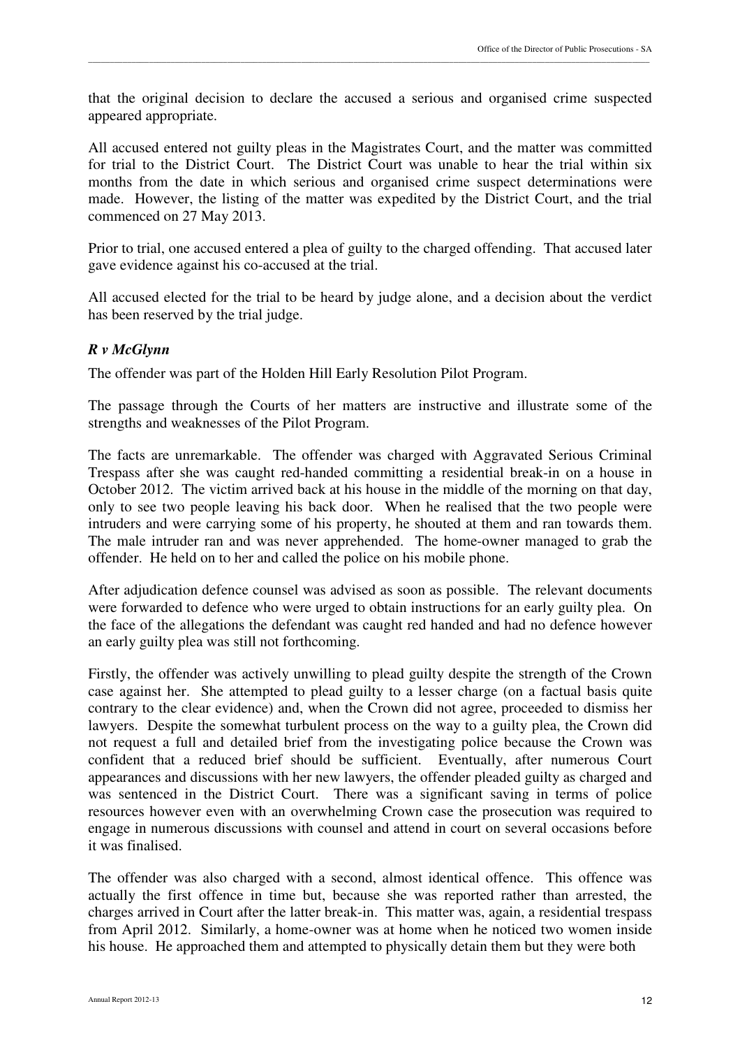that the original decision to declare the accused a serious and organised crime suspected appeared appropriate.

All accused entered not guilty pleas in the Magistrates Court, and the matter was committed for trial to the District Court. The District Court was unable to hear the trial within six months from the date in which serious and organised crime suspect determinations were made. However, the listing of the matter was expedited by the District Court, and the trial commenced on 27 May 2013.

Prior to trial, one accused entered a plea of guilty to the charged offending. That accused later gave evidence against his co-accused at the trial.

All accused elected for the trial to be heard by judge alone, and a decision about the verdict has been reserved by the trial judge.

### *R v McGlynn*

The offender was part of the Holden Hill Early Resolution Pilot Program.

The passage through the Courts of her matters are instructive and illustrate some of the strengths and weaknesses of the Pilot Program.

The facts are unremarkable. The offender was charged with Aggravated Serious Criminal Trespass after she was caught red-handed committing a residential break-in on a house in October 2012. The victim arrived back at his house in the middle of the morning on that day, only to see two people leaving his back door. When he realised that the two people were intruders and were carrying some of his property, he shouted at them and ran towards them. The male intruder ran and was never apprehended. The home-owner managed to grab the offender. He held on to her and called the police on his mobile phone.

After adjudication defence counsel was advised as soon as possible. The relevant documents were forwarded to defence who were urged to obtain instructions for an early guilty plea. On the face of the allegations the defendant was caught red handed and had no defence however an early guilty plea was still not forthcoming.

Firstly, the offender was actively unwilling to plead guilty despite the strength of the Crown case against her. She attempted to plead guilty to a lesser charge (on a factual basis quite contrary to the clear evidence) and, when the Crown did not agree, proceeded to dismiss her lawyers. Despite the somewhat turbulent process on the way to a guilty plea, the Crown did not request a full and detailed brief from the investigating police because the Crown was confident that a reduced brief should be sufficient. Eventually, after numerous Court appearances and discussions with her new lawyers, the offender pleaded guilty as charged and was sentenced in the District Court. There was a significant saving in terms of police resources however even with an overwhelming Crown case the prosecution was required to engage in numerous discussions with counsel and attend in court on several occasions before it was finalised.

The offender was also charged with a second, almost identical offence. This offence was actually the first offence in time but, because she was reported rather than arrested, the charges arrived in Court after the latter break-in. This matter was, again, a residential trespass from April 2012. Similarly, a home-owner was at home when he noticed two women inside his house. He approached them and attempted to physically detain them but they were both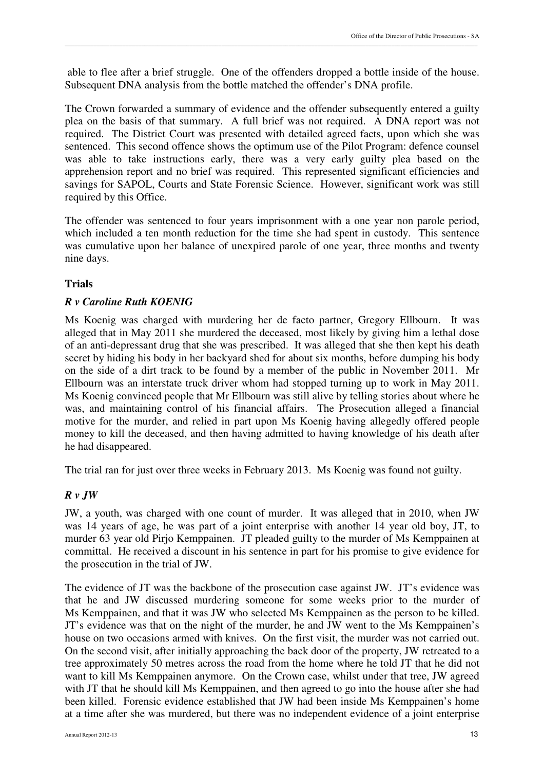able to flee after a brief struggle. One of the offenders dropped a bottle inside of the house. Subsequent DNA analysis from the bottle matched the offender's DNA profile.

The Crown forwarded a summary of evidence and the offender subsequently entered a guilty plea on the basis of that summary. A full brief was not required. A DNA report was not required. The District Court was presented with detailed agreed facts, upon which she was sentenced. This second offence shows the optimum use of the Pilot Program: defence counsel was able to take instructions early, there was a very early guilty plea based on the apprehension report and no brief was required. This represented significant efficiencies and savings for SAPOL, Courts and State Forensic Science. However, significant work was still required by this Office.

The offender was sentenced to four years imprisonment with a one year non parole period, which included a ten month reduction for the time she had spent in custody. This sentence was cumulative upon her balance of unexpired parole of one year, three months and twenty nine days.

## Trials

### *R v Caroline Ruth KOENIG*

Ms Koenig was charged with murdering her de facto partner, Gregory Ellbourn. It was alleged that in May 2011 she murdered the deceased, most likely by giving him a lethal dose of an anti-depressant drug that she was prescribed. It was alleged that she then kept his death secret by hiding his body in her backyard shed for about six months, before dumping his body on the side of a dirt track to be found by a member of the public in November 2011. Mr Ellbourn was an interstate truck driver whom had stopped turning up to work in May 2011. Ms Koenig convinced people that Mr Ellbourn was still alive by telling stories about where he was, and maintaining control of his financial affairs. The Prosecution alleged a financial motive for the murder, and relied in part upon Ms Koenig having allegedly offered people money to kill the deceased, and then having admitted to having knowledge of his death after he had disappeared.

The trial ran for just over three weeks in February 2013. Ms Koenig was found not guilty.

### *R v JW*

JW, a youth, was charged with one count of murder. It was alleged that in 2010, when JW was 14 years of age, he was part of a joint enterprise with another 14 year old boy, JT, to murder 63 year old Pirjo Kemppainen. JT pleaded guilty to the murder of Ms Kemppainen at committal. He received a discount in his sentence in part for his promise to give evidence for the prosecution in the trial of JW.

The evidence of JT was the backbone of the prosecution case against JW. JT's evidence was that he and JW discussed murdering someone for some weeks prior to the murder of Ms Kemppainen, and that it was JW who selected Ms Kemppainen as the person to be killed. JT's evidence was that on the night of the murder, he and JW went to the Ms Kemppainen's house on two occasions armed with knives. On the first visit, the murder was not carried out. On the second visit, after initially approaching the back door of the property, JW retreated to a tree approximately 50 metres across the road from the home where he told JT that he did not want to kill Ms Kemppainen anymore. On the Crown case, whilst under that tree, JW agreed with JT that he should kill Ms Kemppainen, and then agreed to go into the house after she had been killed. Forensic evidence established that JW had been inside Ms Kemppainen's home at a time after she was murdered, but there was no independent evidence of a joint enterprise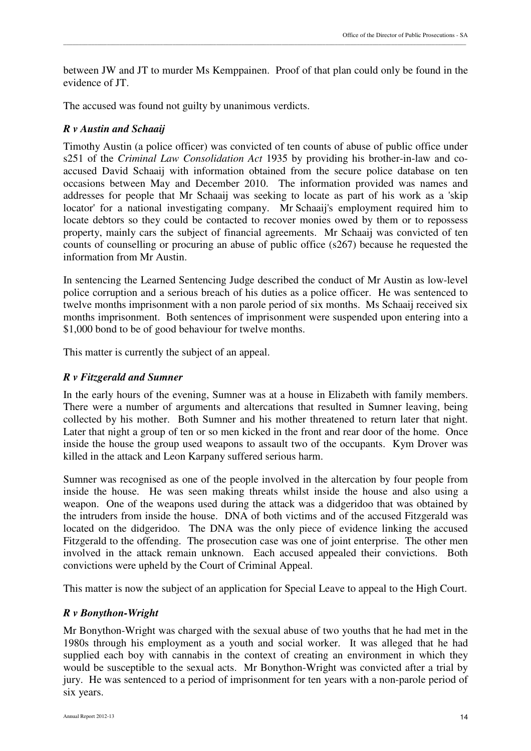between JW and JT to murder Ms Kemppainen. Proof of that plan could only be found in the evidence of JT.

The accused was found not guilty by unanimous verdicts.

### *R v Austin and Schaaij*

Timothy Austin (a police officer) was convicted of ten counts of abuse of public office under s251 of the *Criminal Law Consolidation Act* 1935 by providing his brother-in-law and co-accused David Schaaij with information obtained from the secure police database on ten occasions between May and December 2010. The information provided was names and addresses for people that Mr Schaaij was seeking to locate as part of his work as a 'skip locator' for a national investigating company. Mr Schaaij's employment required him to locate debtors so they could be contacted to recover monies owed by them or to repossess property, mainly cars the subject of financial agreements. Mr Schaaij was convicted of ten counts of counselling or procuring an abuse of public office (s267) because he requested the information from Mr Austin.

In sentencing the Learned Sentencing Judge described the conduct of Mr Austin as low-level police corruption and a serious breach of his duties as a police officer. He was sentenced to twelve months imprisonment with a non parole period of six months. Ms Schaaij received six months imprisonment. Both sentences of imprisonment were suspended upon entering into a $1,000 bond to be of good behaviour for twelve months.

This matter is currently the subject of an appeal.

### *R v Fitzgerald and Sumner*

In the early hours of the evening, Sumner was at a house in Elizabeth with family members. There were a number of arguments and altercations that resulted in Sumner leaving, being collected by his mother. Both Sumner and his mother threatened to return later that night. Later that night a group of ten or so men kicked in the front and rear door of the home. Once inside the house the group used weapons to assault two of the occupants. Kym Drover was killed in the attack and Leon Karpany suffered serious harm.

Sumner was recognised as one of the people involved in the altercation by four people from inside the house. He was seen making threats whilst inside the house and also using a weapon. One of the weapons used during the attack was a didgeridoo that was obtained by the intruders from inside the house. DNA of both victims and of the accused Fitzgerald was located on the didgeridoo. The DNA was the only piece of evidence linking the accused Fitzgerald to the offending. The prosecution case was one of joint enterprise. The other men involved in the attack remain unknown. Each accused appealed their convictions. Both convictions were upheld by the Court of Criminal Appeal.

This matter is now the subject of an application for Special Leave to appeal to the High Court.

### *R v Bonython-Wright*

Mr Bonython-Wright was charged with the sexual abuse of two youths that he had met in the 1980s through his employment as a youth and social worker. It was alleged that he had supplied each boy with cannabis in the context of creating an environment in which they would be susceptible to the sexual acts. Mr Bonython-Wright was convicted after a trial by jury. He was sentenced to a period of imprisonment for ten years with a non-parole period of six years.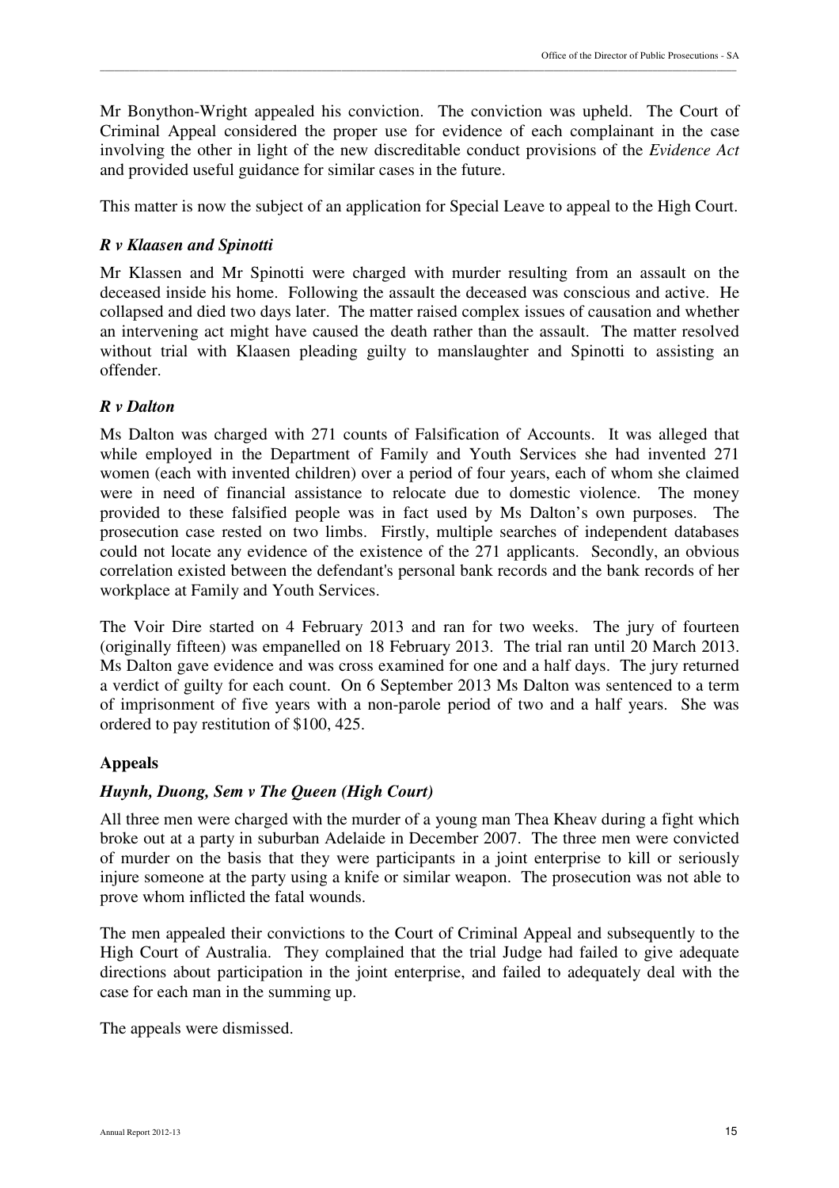Mr Bonython-Wright appealed his conviction. The conviction was upheld. The Court of Criminal Appeal considered the proper use for evidence of each complainant in the case involving the other in light of the new discreditable conduct provisions of the *Evidence Act* and provided useful guidance for similar cases in the future.

This matter is now the subject of an application for Special Leave to appeal to the High Court.

### *R v Klaasen and Spinotti*

Mr Klassen and Mr Spinotti were charged with murder resulting from an assault on the deceased inside his home. Following the assault the deceased was conscious and active. He collapsed and died two days later. The matter raised complex issues of causation and whether an intervening act might have caused the death rather than the assault. The matter resolved without trial with Klaasen pleading guilty to manslaughter and Spinotti to assisting an offender.

### *R v Dalton*

Ms Dalton was charged with 271 counts of Falsification of Accounts. It was alleged that while employed in the Department of Family and Youth Services she had invented 271 women (each with invented children) over a period of four years, each of whom she claimed were in need of financial assistance to relocate due to domestic violence. The money provided to these falsified people was in fact used by Ms Dalton's own purposes. The prosecution case rested on two limbs. Firstly, multiple searches of independent databases could not locate any evidence of the existence of the 271 applicants. Secondly, an obvious correlation existed between the defendant's personal bank records and the bank records of her workplace at Family and Youth Services.

The Voir Dire started on 4 February 2013 and ran for two weeks. The jury of fourteen (originally fifteen) was empanelled on 18 February 2013. The trial ran until 20 March 2013. Ms Dalton gave evidence and was cross examined for one and a half days. The jury returned a verdict of guilty for each count. On 6 September 2013 Ms Dalton was sentenced to a term of imprisonment of five years with a non-parole period of two and a half years. She was ordered to pay restitution of $100, 425.

## Appeals

### *Huynh, Duong, Sem v The Queen (High Court)*

All three men were charged with the murder of a young man Thea Kheav during a fight which broke out at a party in suburban Adelaide in December 2007. The three men were convicted of murder on the basis that they were participants in a joint enterprise to kill or seriously injure someone at the party using a knife or similar weapon. The prosecution was not able to prove whom inflicted the fatal wounds.

The men appealed their convictions to the Court of Criminal Appeal and subsequently to the High Court of Australia. They complained that the trial Judge had failed to give adequate directions about participation in the joint enterprise, and failed to adequately deal with the case for each man in the summing up.

The appeals were dismissed.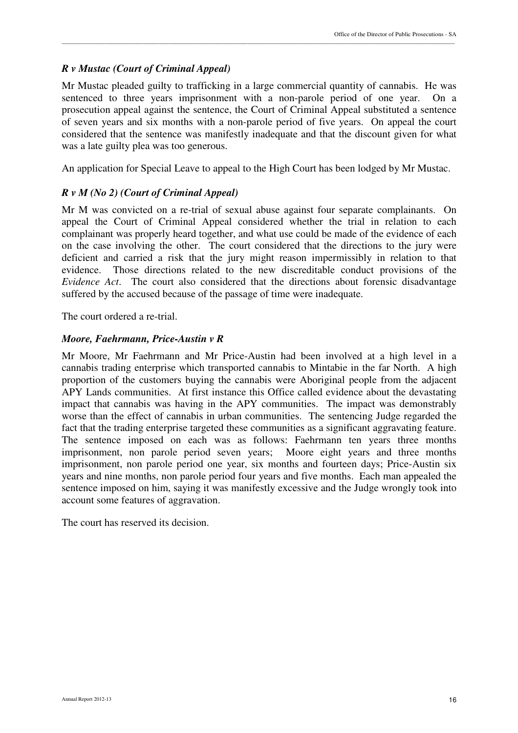### *R v Mustac (Court of Criminal Appeal)*

Mr Mustac pleaded guilty to trafficking in a large commercial quantity of cannabis. He was sentenced to three years imprisonment with a non-parole period of one year. On a prosecution appeal against the sentence, the Court of Criminal Appeal substituted a sentence of seven years and six months with a non-parole period of five years. On appeal the court considered that the sentence was manifestly inadequate and that the discount given for what was a late guilty plea was too generous.

An application for Special Leave to appeal to the High Court has been lodged by Mr Mustac.

### *R v M (No 2) (Court of Criminal Appeal)*

Mr M was convicted on a re-trial of sexual abuse against four separate complainants. On appeal the Court of Criminal Appeal considered whether the trial in relation to each complainant was properly heard together, and what use could be made of the evidence of each on the case involving the other. The court considered that the directions to the jury were deficient and carried a risk that the jury might reason impermissibly in relation to that evidence. Those directions related to the new discreditable conduct provisions of the *Evidence Act*. The court also considered that the directions about forensic disadvantage suffered by the accused because of the passage of time were inadequate.

The court ordered a re-trial.

### *Moore, Faehrmann, Price-Austin v R*

Mr Moore, Mr Faehrmann and Mr Price-Austin had been involved at a high level in a cannabis trading enterprise which transported cannabis to Mintabie in the far North. A high proportion of the customers buying the cannabis were Aboriginal people from the adjacent APY Lands communities. At first instance this Office called evidence about the devastating impact that cannabis was having in the APY communities. The impact was demonstrably worse than the effect of cannabis in urban communities. The sentencing Judge regarded the fact that the trading enterprise targeted these communities as a significant aggravating feature. The sentence imposed on each was as follows: Faehrmann ten years three months imprisonment, non parole period seven years; Moore eight years and three months imprisonment, non parole period one year, six months and fourteen days; Price-Austin six years and nine months, non parole period four years and five months. Each man appealed the sentence imposed on him, saying it was manifestly excessive and the Judge wrongly took into account some features of aggravation.

The court has reserved its decision.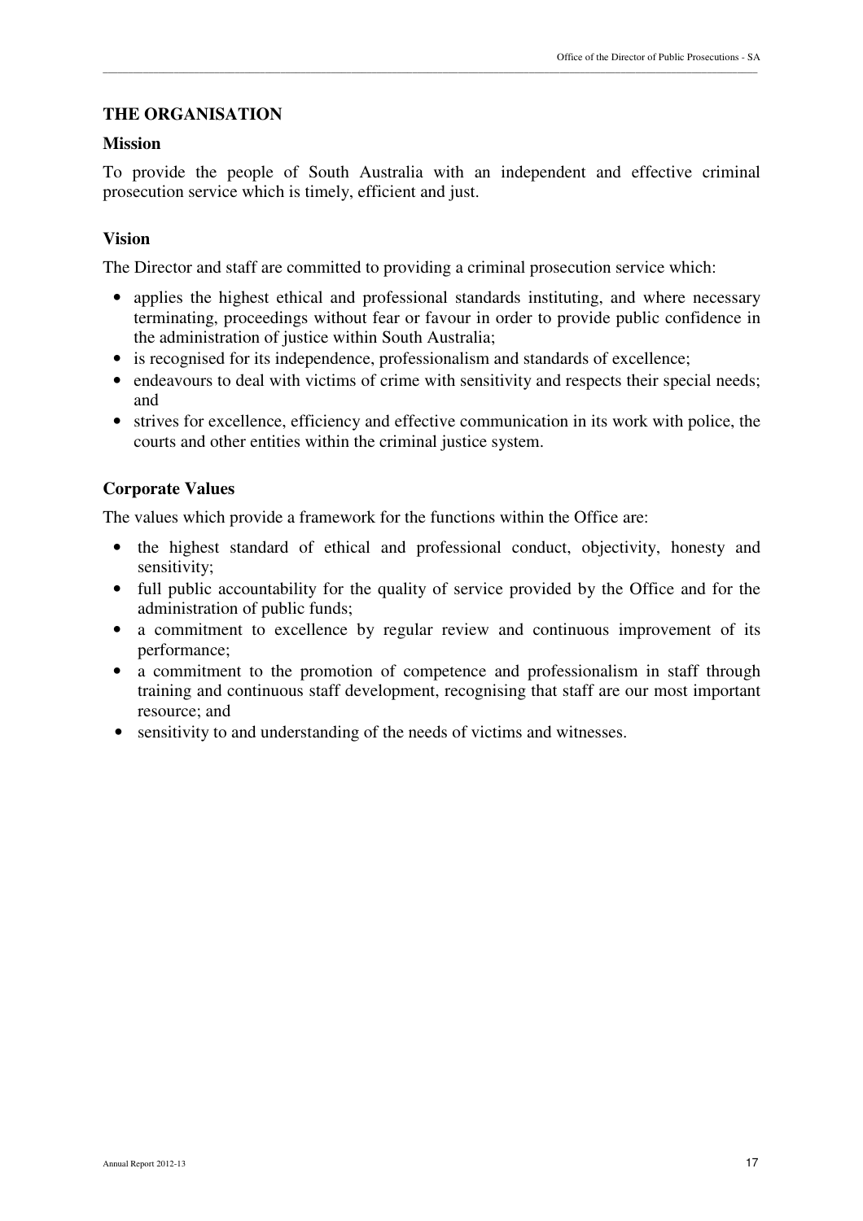## THE ORGANISATION

### Mission

To provide the people of South Australia with an independent and effective criminal prosecution service which is timely, efficient and just.

### Vision

The Director and staff are committed to providing a criminal prosecution service which:

- applies the highest ethical and professional standards instituting, and where necessary terminating, proceedings without fear or favour in order to provide public confidence in the administration of justice within South Australia;
- is recognised for its independence, professionalism and standards of excellence;
- endeavours to deal with victims of crime with sensitivity and respects their special needs; and
- strives for excellence, efficiency and effective communication in its work with police, the courts and other entities within the criminal justice system.

### Corporate Values

The values which provide a framework for the functions within the Office are:

- the highest standard of ethical and professional conduct, objectivity, honesty and sensitivity;
- full public accountability for the quality of service provided by the Office and for the administration of public funds;
- a commitment to excellence by regular review and continuous improvement of its performance;
- a commitment to the promotion of competence and professionalism in staff through training and continuous staff development, recognising that staff are our most important resource; and
- sensitivity to and understanding of the needs of victims and witnesses.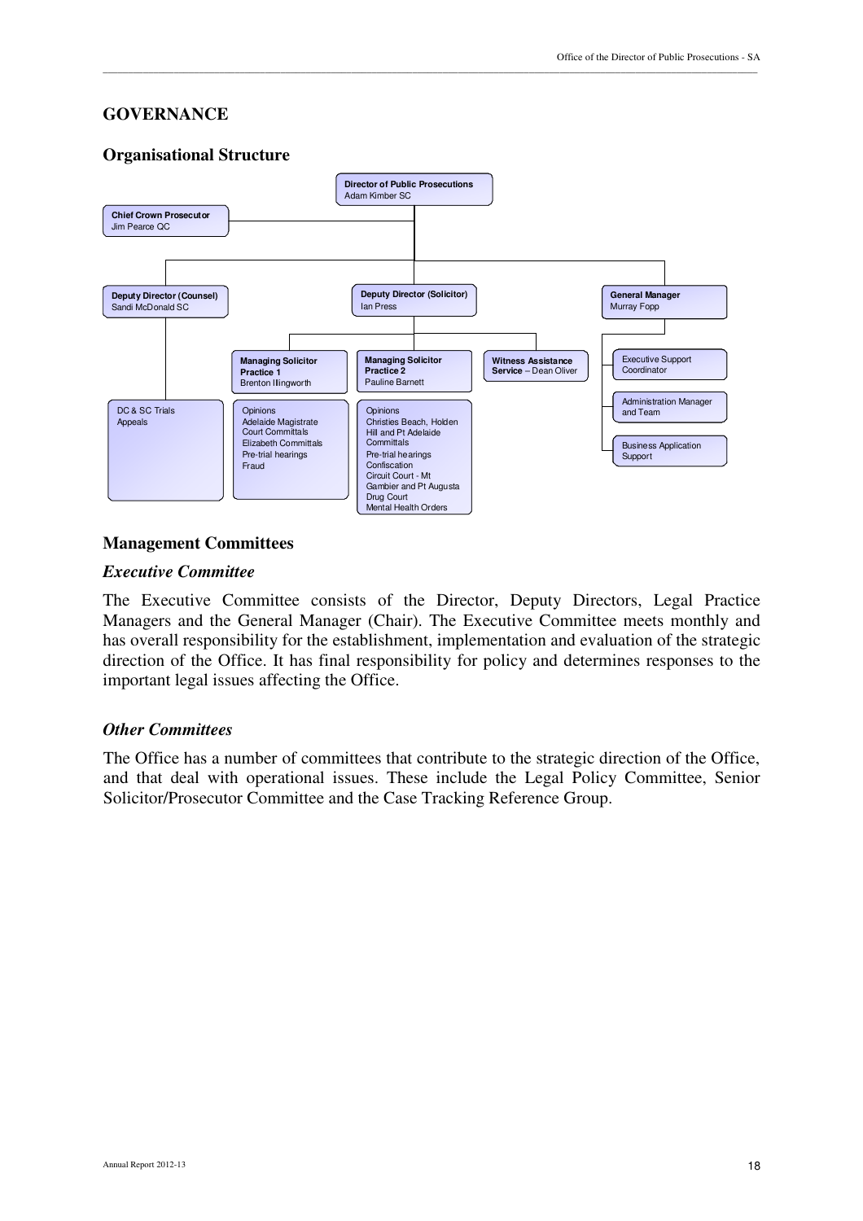## GOVERNANCE

### Organisational Structure

**Director of Public Prosecutions**
Adam Kimber SC

**Chief Crown Prosecutor**
Jim Pearce QC

**Deputy Director (Counsel)**
Sandi McDonald SC

- DC & SC Trials
- Appeals

**Deputy Director (Solicitor)**
Ian Press

- **Managing Solicitor Practice 1** – Brenton Illingworth
  - Opinions
  - Adelaide Magistrate Court Committals
  - Elizabeth Committals
  - Pre-trial hearings
  - Fraud
- **Managing Solicitor Practice 2** – Pauline Barnett
  - Opinions
  - Christies Beach, Holden Hill and Pt Adelaide Committals
  - Pre-trial hearings
  - Confiscation
  - Circuit Court - Mt Gambier and Pt Augusta
  - Drug Court
  - Mental Health Orders
- **Witness Assistance Service** – Dean Oliver

**General Manager**
Murray Fopp

- Executive Support Coordinator
- Administration Manager and Team
- Business Application Support

### Management Committees

#### *Executive Committee*

The Executive Committee consists of the Director, Deputy Directors, Legal Practice Managers and the General Manager (Chair). The Executive Committee meets monthly and has overall responsibility for the establishment, implementation and evaluation of the strategic direction of the Office. It has final responsibility for policy and determines responses to the important legal issues affecting the Office.

#### *Other Committees*

The Office has a number of committees that contribute to the strategic direction of the Office, and that deal with operational issues. These include the Legal Policy Committee, Senior Solicitor/Prosecutor Committee and the Case Tracking Reference Group.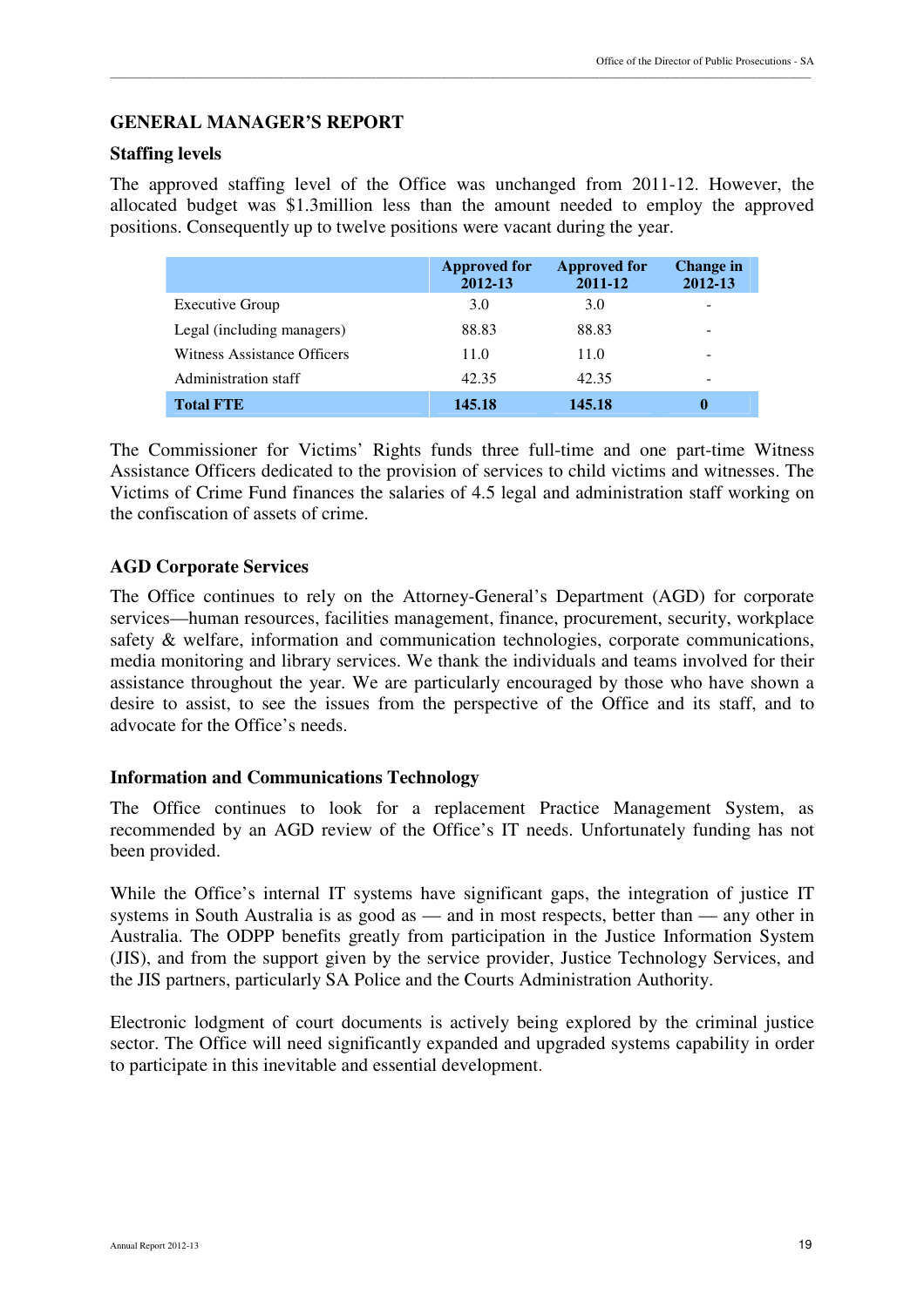## GENERAL MANAGER'S REPORT

### Staffing levels

The approved staffing level of the Office was unchanged from 2011-12. However, the allocated budget was $1.3million less than the amount needed to employ the approved positions. Consequently up to twelve positions were vacant during the year.

| | Approved for 2012-13 | Approved for 2011-12 | Change in 2012-13 |
|---|---|---|---|
| Executive Group | 3.0 | 3.0 | - |
| Legal (including managers) | 88.83 | 88.83 | - |
| Witness Assistance Officers | 11.0 | 11.0 | - |
| Administration staff | 42.35 | 42.35 | - |
| **Total FTE** | **145.18** | **145.18** | **0** |

The Commissioner for Victims' Rights funds three full-time and one part-time Witness Assistance Officers dedicated to the provision of services to child victims and witnesses. The Victims of Crime Fund finances the salaries of 4.5 legal and administration staff working on the confiscation of assets of crime.

### AGD Corporate Services

The Office continues to rely on the Attorney-General's Department (AGD) for corporate services—human resources, facilities management, finance, procurement, security, workplace safety & welfare, information and communication technologies, corporate communications, media monitoring and library services. We thank the individuals and teams involved for their assistance throughout the year. We are particularly encouraged by those who have shown a desire to assist, to see the issues from the perspective of the Office and its staff, and to advocate for the Office's needs.

### Information and Communications Technology

The Office continues to look for a replacement Practice Management System, as recommended by an AGD review of the Office's IT needs. Unfortunately funding has not been provided.

While the Office's internal IT systems have significant gaps, the integration of justice IT systems in South Australia is as good as — and in most respects, better than — any other in Australia. The ODPP benefits greatly from participation in the Justice Information System (JIS), and from the support given by the service provider, Justice Technology Services, and the JIS partners, particularly SA Police and the Courts Administration Authority.

Electronic lodgment of court documents is actively being explored by the criminal justice sector. The Office will need significantly expanded and upgraded systems capability in order to participate in this inevitable and essential development.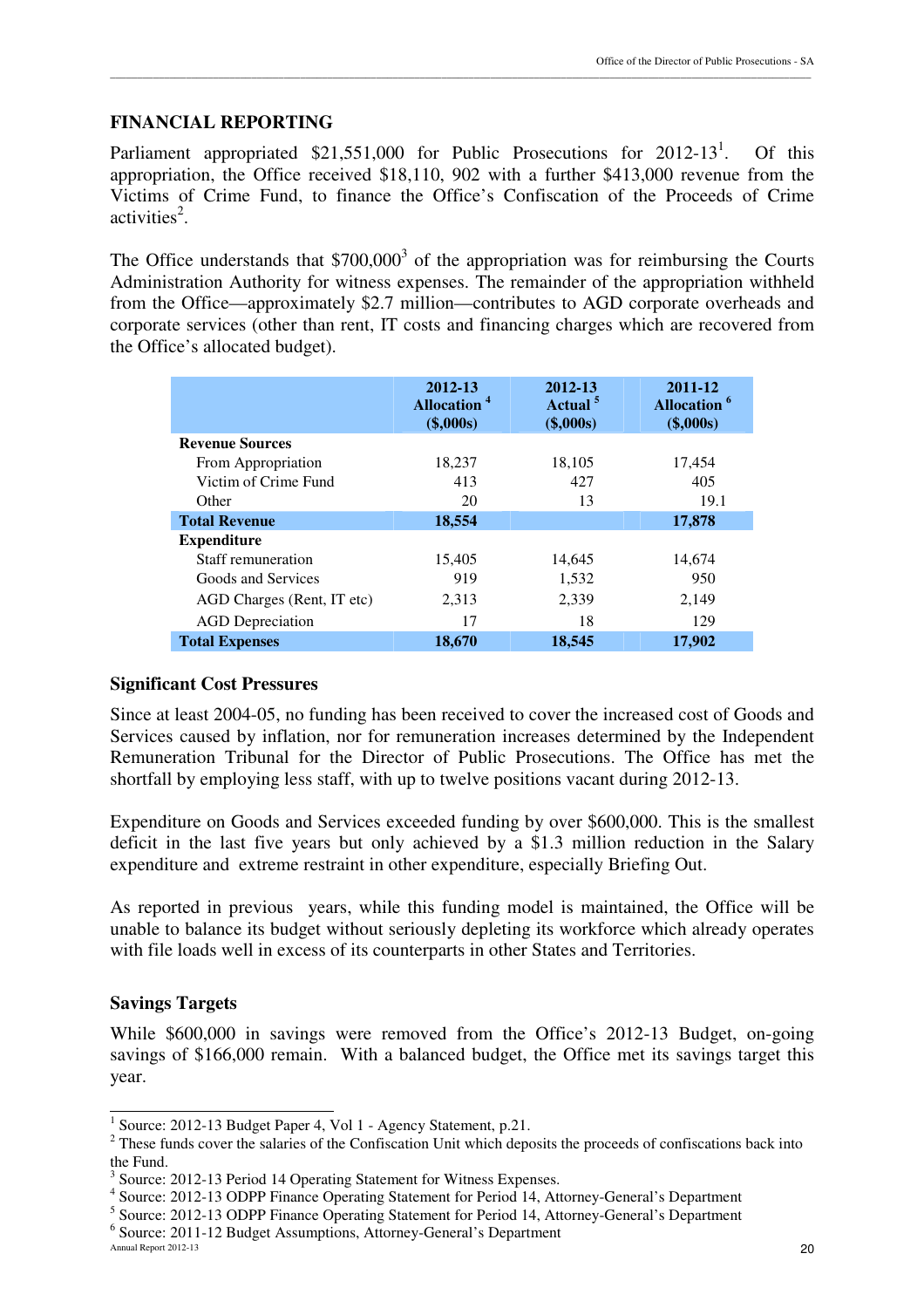## FINANCIAL REPORTING

Parliament appropriated $21,551,000 for Public Prosecutions for 2012-13[1]. Of this appropriation, the Office received $18,110, 902 with a further $413,000 revenue from the Victims of Crime Fund, to finance the Office's Confiscation of the Proceeds of Crime activities[2].

The Office understands that $700,000[3] of the appropriation was for reimbursing the Courts Administration Authority for witness expenses. The remainder of the appropriation withheld from the Office—approximately $2.7 million—contributes to AGD corporate overheads and corporate services (other than rent, IT costs and financing charges which are recovered from the Office's allocated budget).

| | 2012-13 Allocation [4] ($,000s) | 2012-13 Actual [5] ($,000s) | 2011-12 Allocation [6] ($,000s) |
|---|---|---|---|
| **Revenue Sources** | | | |
| From Appropriation | 18,237 | 18,105 | 17,454 |
| Victim of Crime Fund | 413 | 427 | 405 |
| Other | 20 | 13 | 19.1 |
| **Total Revenue** | **18,554** | | **17,878** |
| **Expenditure** | | | |
| Staff remuneration | 15,405 | 14,645 | 14,674 |
| Goods and Services | 919 | 1,532 | 950 |
| AGD Charges (Rent, IT etc) | 2,313 | 2,339 | 2,149 |
| AGD Depreciation | 17 | 18 | 129 |
| **Total Expenses** | **18,670** | **18,545** | **17,902** |

### Significant Cost Pressures

Since at least 2004-05, no funding has been received to cover the increased cost of Goods and Services caused by inflation, nor for remuneration increases determined by the Independent Remuneration Tribunal for the Director of Public Prosecutions. The Office has met the shortfall by employing less staff, with up to twelve positions vacant during 2012-13.

Expenditure on Goods and Services exceeded funding by over $600,000. This is the smallest deficit in the last five years but only achieved by a $1.3 million reduction in the Salary expenditure and extreme restraint in other expenditure, especially Briefing Out.

As reported in previous years, while this funding model is maintained, the Office will be unable to balance its budget without seriously depleting its workforce which already operates with file loads well in excess of its counterparts in other States and Territories.

### Savings Targets

While $600,000 in savings were removed from the Office's 2012-13 Budget, on-going savings of $166,000 remain. With a balanced budget, the Office met its savings target this year.

---

[1] Source: 2012-13 Budget Paper 4, Vol 1 - Agency Statement, p.21.

[2] These funds cover the salaries of the Confiscation Unit which deposits the proceeds of confiscations back into the Fund.

[3] Source: 2012-13 Period 14 Operating Statement for Witness Expenses.

[4] Source: 2012-13 ODPP Finance Operating Statement for Period 14, Attorney-General's Department

[5] Source: 2012-13 ODPP Finance Operating Statement for Period 14, Attorney-General's Department

[6] Source: 2011-12 Budget Assumptions, Attorney-General's Department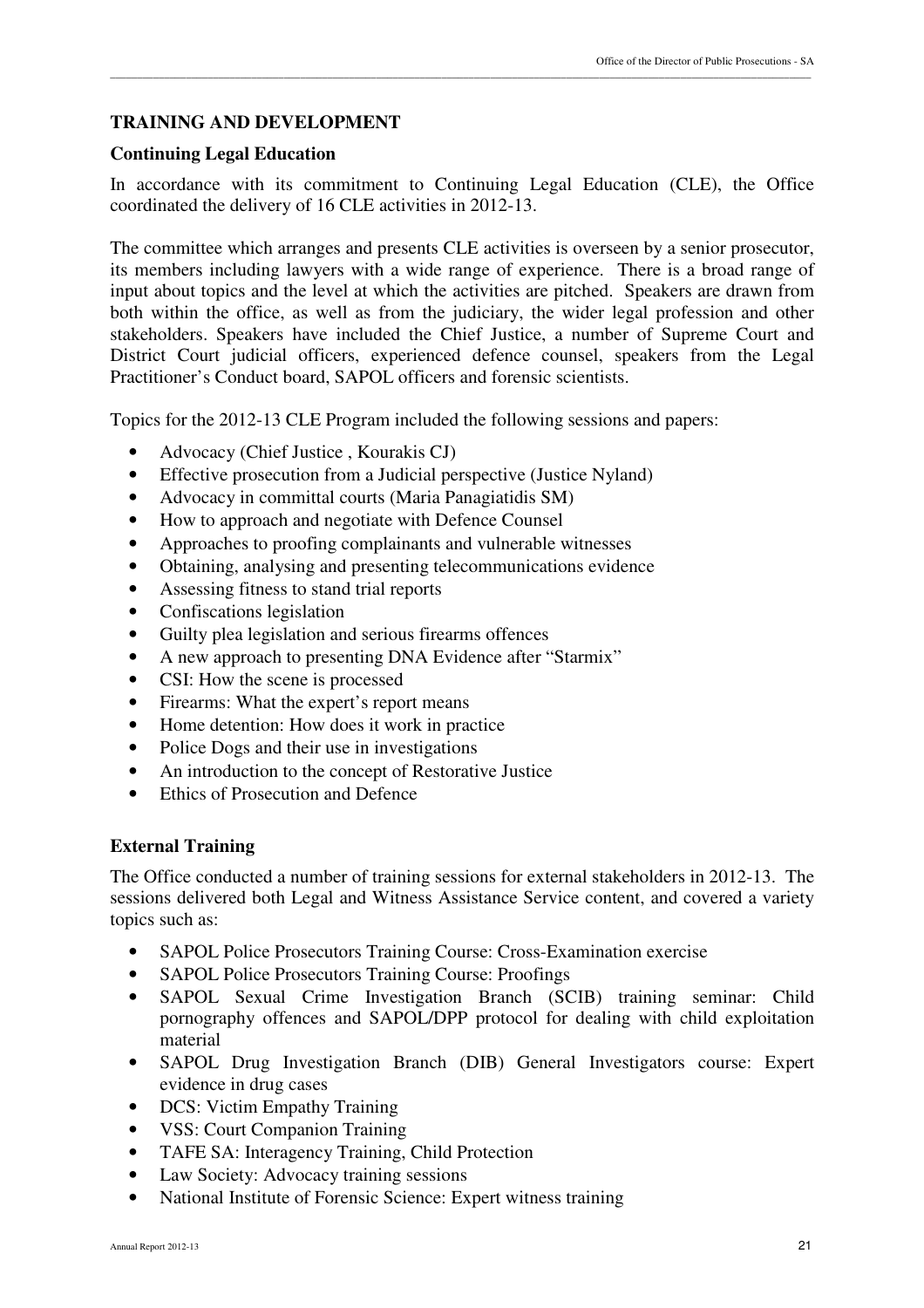## TRAINING AND DEVELOPMENT

### Continuing Legal Education

In accordance with its commitment to Continuing Legal Education (CLE), the Office coordinated the delivery of 16 CLE activities in 2012-13.

The committee which arranges and presents CLE activities is overseen by a senior prosecutor, its members including lawyers with a wide range of experience. There is a broad range of input about topics and the level at which the activities are pitched. Speakers are drawn from both within the office, as well as from the judiciary, the wider legal profession and other stakeholders. Speakers have included the Chief Justice, a number of Supreme Court and District Court judicial officers, experienced defence counsel, speakers from the Legal Practitioner's Conduct board, SAPOL officers and forensic scientists.

Topics for the 2012-13 CLE Program included the following sessions and papers:

- Advocacy (Chief Justice , Kourakis CJ)
- Effective prosecution from a Judicial perspective (Justice Nyland)
- Advocacy in committal courts (Maria Panagiatidis SM)
- How to approach and negotiate with Defence Counsel
- Approaches to proofing complainants and vulnerable witnesses
- Obtaining, analysing and presenting telecommunications evidence
- Assessing fitness to stand trial reports
- Confiscations legislation
- Guilty plea legislation and serious firearms offences
- A new approach to presenting DNA Evidence after "Starmix"
- CSI: How the scene is processed
- Firearms: What the expert's report means
- Home detention: How does it work in practice
- Police Dogs and their use in investigations
- An introduction to the concept of Restorative Justice
- Ethics of Prosecution and Defence

### External Training

The Office conducted a number of training sessions for external stakeholders in 2012-13. The sessions delivered both Legal and Witness Assistance Service content, and covered a variety topics such as:

- SAPOL Police Prosecutors Training Course: Cross-Examination exercise
- SAPOL Police Prosecutors Training Course: Proofings
- SAPOL Sexual Crime Investigation Branch (SCIB) training seminar: Child pornography offences and SAPOL/DPP protocol for dealing with child exploitation material
- SAPOL Drug Investigation Branch (DIB) General Investigators course: Expert evidence in drug cases
- DCS: Victim Empathy Training
- VSS: Court Companion Training
- TAFE SA: Interagency Training, Child Protection
- Law Society: Advocacy training sessions
- National Institute of Forensic Science: Expert witness training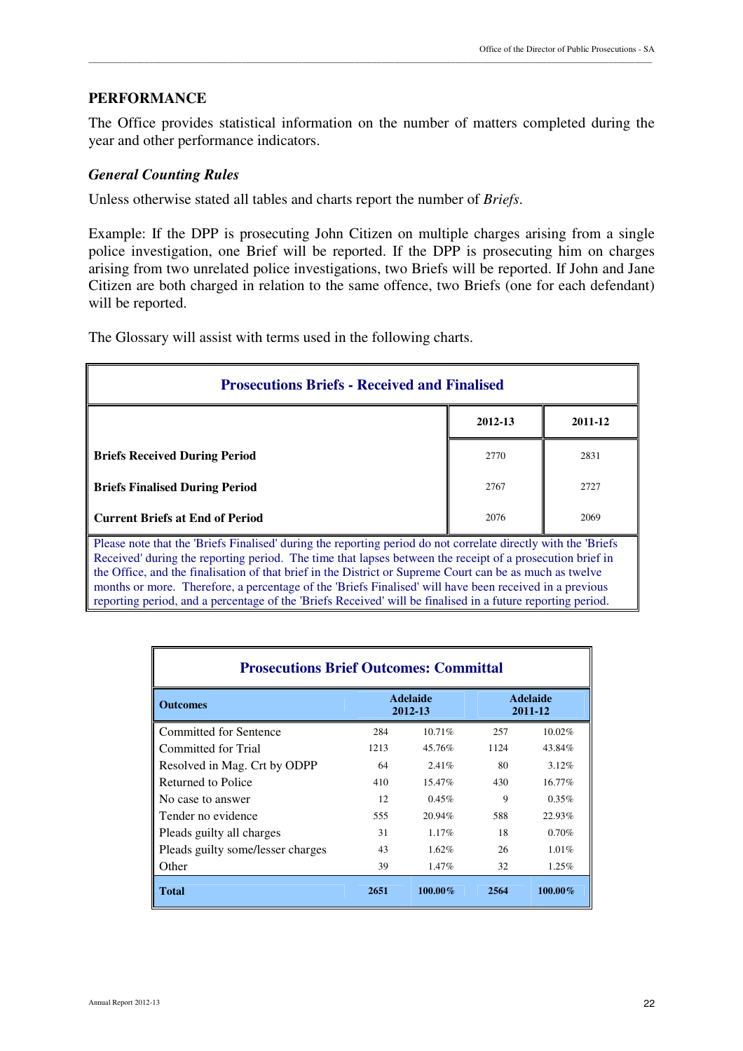## PERFORMANCE

The Office provides statistical information on the number of matters completed during the year and other performance indicators.

### *General Counting Rules*

Unless otherwise stated all tables and charts report the number of *Briefs*.

Example: If the DPP is prosecuting John Citizen on multiple charges arising from a single police investigation, one Brief will be reported. If the DPP is prosecuting him on charges arising from two unrelated police investigations, two Briefs will be reported. If John and Jane Citizen are both charged in relation to the same offence, two Briefs (one for each defendant) will be reported.

The Glossary will assist with terms used in the following charts.

**Prosecutions Briefs - Received and Finalised**

| | 2012-13 | 2011-12 |
|---|---|---|
| **Briefs Received During Period** | 2770 | 2831 |
| **Briefs Finalised During Period** | 2767 | 2727 |
| **Current Briefs at End of Period** | 2076 | 2069 |

Please note that the 'Briefs Finalised' during the reporting period do not correlate directly with the 'Briefs Received' during the reporting period. The time that lapses between the receipt of a prosecution brief in the Office, and the finalisation of that brief in the District or Supreme Court can be as much as twelve months or more. Therefore, a percentage of the 'Briefs Finalised' will have been received in a previous reporting period, and a percentage of the 'Briefs Received' will be finalised in a future reporting period.

**Prosecutions Brief Outcomes: Committal**

| Outcomes | Adelaide 2012-13 | | Adelaide 2011-12 | |
|---|---|---|---|---|
| Committed for Sentence | 284 | 10.71% | 257 | 10.02% |
| Committed for Trial | 1213 | 45.76% | 1124 | 43.84% |
| Resolved in Mag. Crt by ODPP | 64 | 2.41% | 80 | 3.12% |
| Returned to Police | 410 | 15.47% | 430 | 16.77% |
| No case to answer | 12 | 0.45% | 9 | 0.35% |
| Tender no evidence | 555 | 20.94% | 588 | 22.93% |
| Pleads guilty all charges | 31 | 1.17% | 18 | 0.70% |
| Pleads guilty some/lesser charges | 43 | 1.62% | 26 | 1.01% |
| Other | 39 | 1.47% | 32 | 1.25% |
| **Total** | **2651** | **100.00%** | **2564** | **100.00%** |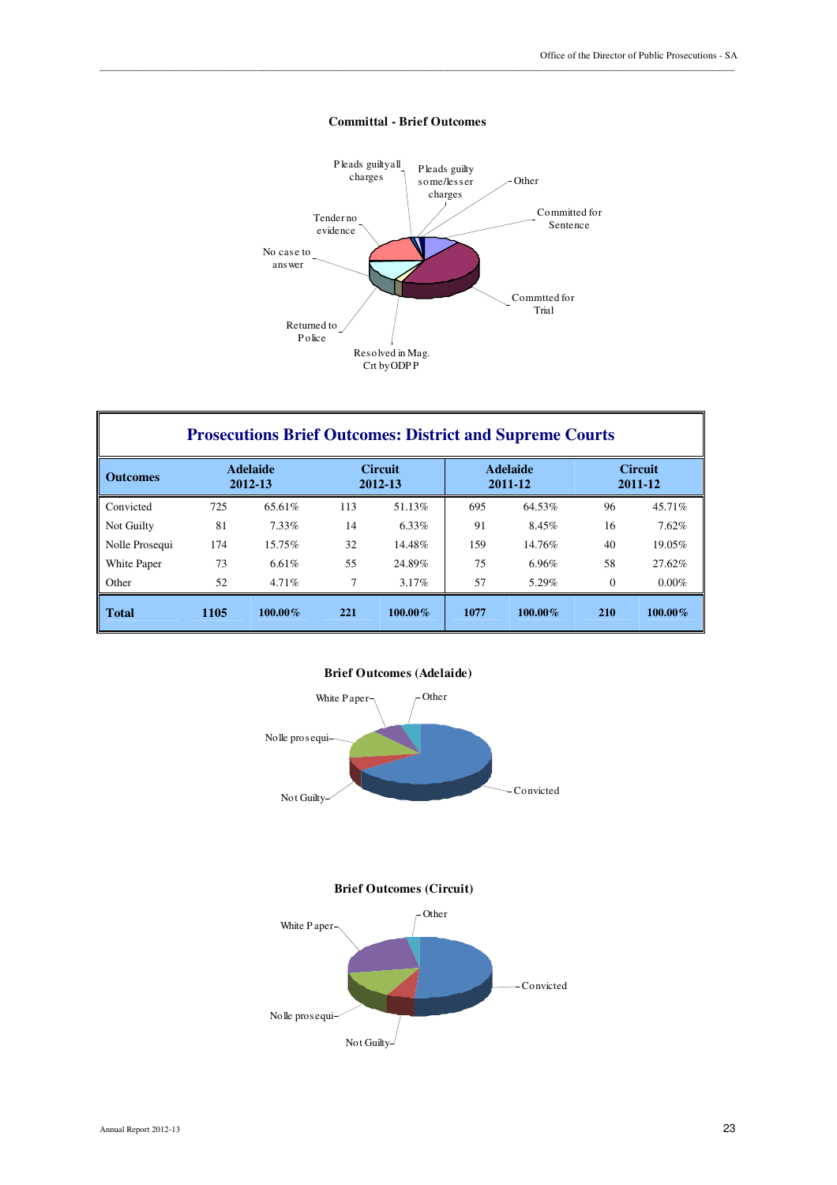**Committal - Brief Outcomes**

Pleads guilty all charges

Pleads guilty some/lesser charges

Other

Committed for Sentence

Tender no evidence

No case to answer

Commtted for Trial

Returned to Police

Resolved in Mag. Crt by ODPP

## Prosecutions Brief Outcomes: District and Supreme Courts

| Outcomes | Adelaide 2012-13 | | Circuit 2012-13 | | Adelaide 2011-12 | | Circuit 2011-12 | |
|---|---|---|---|---|---|---|---|---|
| Convicted | 725 | 65.61% | 113 | 51.13% | 695 | 64.53% | 96 | 45.71% |
| Not Guilty | 81 | 7.33% | 14 | 6.33% | 91 | 8.45% | 16 | 7.62% |
| Nolle Prosequi | 174 | 15.75% | 32 | 14.48% | 159 | 14.76% | 40 | 19.05% |
| White Paper | 73 | 6.61% | 55 | 24.89% | 75 | 6.96% | 58 | 27.62% |
| Other | 52 | 4.71% | 7 | 3.17% | 57 | 5.29% | 0 | 0.00% |
| **Total** | **1105** | **100.00%** | **221** | **100.00%** | **1077** | **100.00%** | **210** | **100.00%** |

**Brief Outcomes (Adelaide)**

White Paper

Other

Nolle prosequi

Not Guilty

Convicted

**Brief Outcomes (Circuit)**

Other

White Paper

Convicted

Nolle prosequi

Not Guilty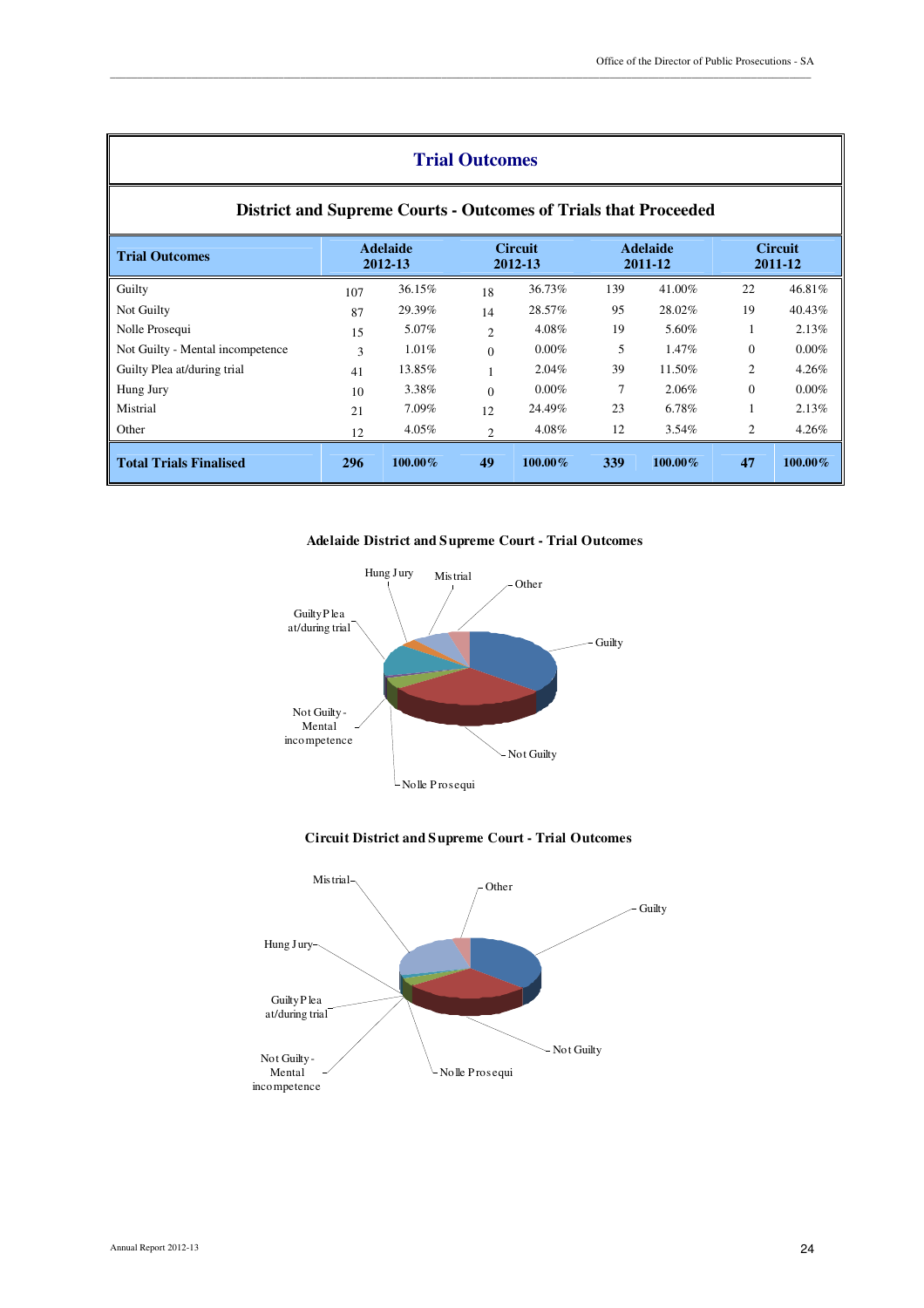## Trial Outcomes

### District and Supreme Courts - Outcomes of Trials that Proceeded

| Trial Outcomes | Adelaide 2012-13 | | Circuit 2012-13 | | Adelaide 2011-12 | | Circuit 2011-12 | |
|---|---|---|---|---|---|---|---|---|
| Guilty | 107 | 36.15% | 18 | 36.73% | 139 | 41.00% | 22 | 46.81% |
| Not Guilty | 87 | 29.39% | 14 | 28.57% | 95 | 28.02% | 19 | 40.43% |
| Nolle Prosequi | 15 | 5.07% | 2 | 4.08% | 19 | 5.60% | 1 | 2.13% |
| Not Guilty - Mental incompetence | 3 | 1.01% | 0 | 0.00% | 5 | 1.47% | 0 | 0.00% |
| Guilty Plea at/during trial | 41 | 13.85% | 1 | 2.04% | 39 | 11.50% | 2 | 4.26% |
| Hung Jury | 10 | 3.38% | 0 | 0.00% | 7 | 2.06% | 0 | 0.00% |
| Mistrial | 21 | 7.09% | 12 | 24.49% | 23 | 6.78% | 1 | 2.13% |
| Other | 12 | 4.05% | 2 | 4.08% | 12 | 3.54% | 2 | 4.26% |
| **Total Trials Finalised** | **296** | **100.00%** | **49** | **100.00%** | **339** | **100.00%** | **47** | **100.00%** |

**Adelaide District and Supreme Court - Trial Outcomes**

Hung Jury, Mistrial, Other, Guilty, Guilty Plea at/during trial, Not Guilty - Mental incompetence, Not Guilty, Nolle Prosequi

**Circuit District and Supreme Court - Trial Outcomes**

Mistrial, Other, Guilty, Hung Jury, Guilty Plea at/during trial, Not Guilty - Mental incompetence, Not Guilty, Nolle Prosequi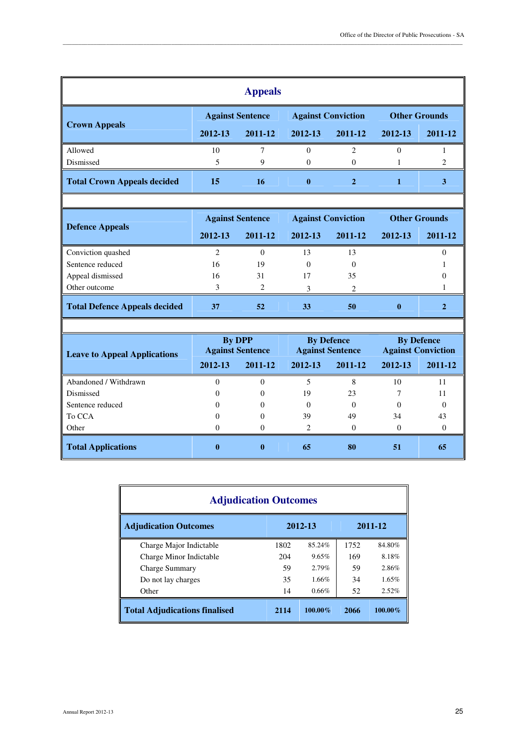## Appeals

| Crown Appeals | Against Sentence | | Against Conviction | | Other Grounds | |
|---|---|---|---|---|---|---|
| | 2012-13 | 2011-12 | 2012-13 | 2011-12 | 2012-13 | 2011-12 |
| Allowed | 10 | 7 | 0 | 2 | 0 | 1 |
| Dismissed | 5 | 9 | 0 | 0 | 1 | 2 |
| **Total Crown Appeals decided** | **15** | **16** | **0** | **2** | **1** | **3** |

| Defence Appeals | Against Sentence | | Against Conviction | | Other Grounds | |
|---|---|---|---|---|---|---|
| | 2012-13 | 2011-12 | 2012-13 | 2011-12 | 2012-13 | 2011-12 |
| Conviction quashed | 2 | 0 | 13 | 13 | | 0 |
| Sentence reduced | 16 | 19 | 0 | 0 | | 1 |
| Appeal dismissed | 16 | 31 | 17 | 35 | | 0 |
| Other outcome | 3 | 2 | 3 | 2 | | 1 |
| **Total Defence Appeals decided** | **37** | **52** | **33** | **50** | **0** | **2** |

| Leave to Appeal Applications | By DPP Against Sentence | | By Defence Against Sentence | | By Defence Against Conviction | |
|---|---|---|---|---|---|---|
| | 2012-13 | 2011-12 | 2012-13 | 2011-12 | 2012-13 | 2011-12 |
| Abandoned / Withdrawn | 0 | 0 | 5 | 8 | 10 | 11 |
| Dismissed | 0 | 0 | 19 | 23 | 7 | 11 |
| Sentence reduced | 0 | 0 | 0 | 0 | 0 | 0 |
| To CCA | 0 | 0 | 39 | 49 | 34 | 43 |
| Other | 0 | 0 | 2 | 0 | 0 | 0 |
| **Total Applications** | **0** | **0** | **65** | **80** | **51** | **65** |

## Adjudication Outcomes

| Adjudication Outcomes | 2012-13 | | 2011-12 | |
|---|---|---|---|---|
| Charge Major Indictable | 1802 | 85.24% | 1752 | 84.80% |
| Charge Minor Indictable | 204 | 9.65% | 169 | 8.18% |
| Charge Summary | 59 | 2.79% | 59 | 2.86% |
| Do not lay charges | 35 | 1.66% | 34 | 1.65% |
| Other | 14 | 0.66% | 52 | 2.52% |
| **Total Adjudications finalised** | **2114** | **100.00%** | **2066** | **100.00%** |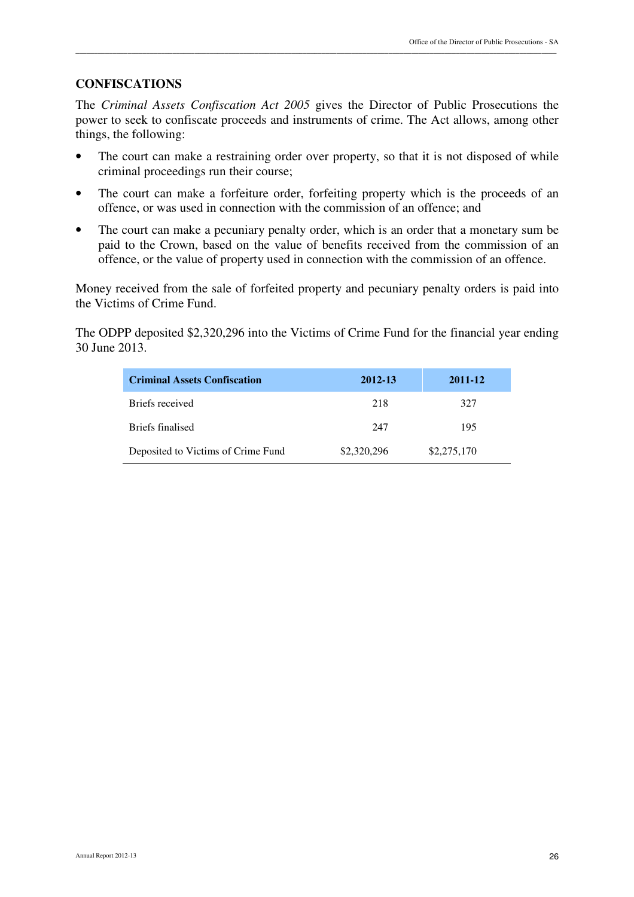## CONFISCATIONS

The *Criminal Assets Confiscation Act 2005* gives the Director of Public Prosecutions the power to seek to confiscate proceeds and instruments of crime. The Act allows, among other things, the following:

- The court can make a restraining order over property, so that it is not disposed of while criminal proceedings run their course;
- The court can make a forfeiture order, forfeiting property which is the proceeds of an offence, or was used in connection with the commission of an offence; and
- The court can make a pecuniary penalty order, which is an order that a monetary sum be paid to the Crown, based on the value of benefits received from the commission of an offence, or the value of property used in connection with the commission of an offence.

Money received from the sale of forfeited property and pecuniary penalty orders is paid into the Victims of Crime Fund.

The ODPP deposited $2,320,296 into the Victims of Crime Fund for the financial year ending 30 June 2013.

| Criminal Assets Confiscation | 2012-13 | 2011-12 |
|---|---|---|
| Briefs received | 218 | 327 |
| Briefs finalised | 247 | 195 |
| Deposited to Victims of Crime Fund | $2,320,296 | $2,275,170 |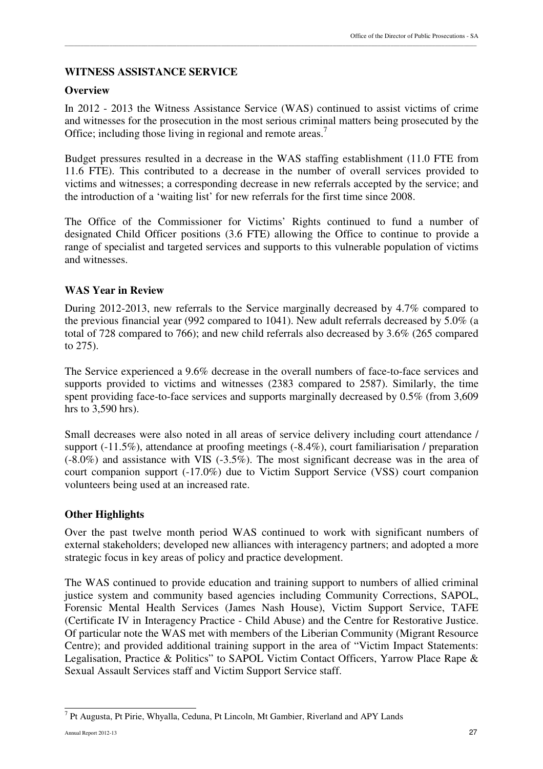## WITNESS ASSISTANCE SERVICE

### Overview

In 2012 - 2013 the Witness Assistance Service (WAS) continued to assist victims of crime and witnesses for the prosecution in the most serious criminal matters being prosecuted by the Office; including those living in regional and remote areas.[7]

Budget pressures resulted in a decrease in the WAS staffing establishment (11.0 FTE from 11.6 FTE). This contributed to a decrease in the number of overall services provided to victims and witnesses; a corresponding decrease in new referrals accepted by the service; and the introduction of a 'waiting list' for new referrals for the first time since 2008.

The Office of the Commissioner for Victims' Rights continued to fund a number of designated Child Officer positions (3.6 FTE) allowing the Office to continue to provide a range of specialist and targeted services and supports to this vulnerable population of victims and witnesses.

### WAS Year in Review

During 2012-2013, new referrals to the Service marginally decreased by 4.7% compared to the previous financial year (992 compared to 1041). New adult referrals decreased by 5.0% (a total of 728 compared to 766); and new child referrals also decreased by 3.6% (265 compared to 275).

The Service experienced a 9.6% decrease in the overall numbers of face-to-face services and supports provided to victims and witnesses (2383 compared to 2587). Similarly, the time spent providing face-to-face services and supports marginally decreased by 0.5% (from 3,609 hrs to 3,590 hrs).

Small decreases were also noted in all areas of service delivery including court attendance / support (-11.5%), attendance at proofing meetings (-8.4%), court familiarisation / preparation (-8.0%) and assistance with VIS (-3.5%). The most significant decrease was in the area of court companion support (-17.0%) due to Victim Support Service (VSS) court companion volunteers being used at an increased rate.

### Other Highlights

Over the past twelve month period WAS continued to work with significant numbers of external stakeholders; developed new alliances with interagency partners; and adopted a more strategic focus in key areas of policy and practice development.

The WAS continued to provide education and training support to numbers of allied criminal justice system and community based agencies including Community Corrections, SAPOL, Forensic Mental Health Services (James Nash House), Victim Support Service, TAFE (Certificate IV in Interagency Practice - Child Abuse) and the Centre for Restorative Justice. Of particular note the WAS met with members of the Liberian Community (Migrant Resource Centre); and provided additional training support in the area of "Victim Impact Statements: Legalisation, Practice & Politics" to SAPOL Victim Contact Officers, Yarrow Place Rape & Sexual Assault Services staff and Victim Support Service staff.

---

[7] Pt Augusta, Pt Pirie, Whyalla, Ceduna, Pt Lincoln, Mt Gambier, Riverland and APY Lands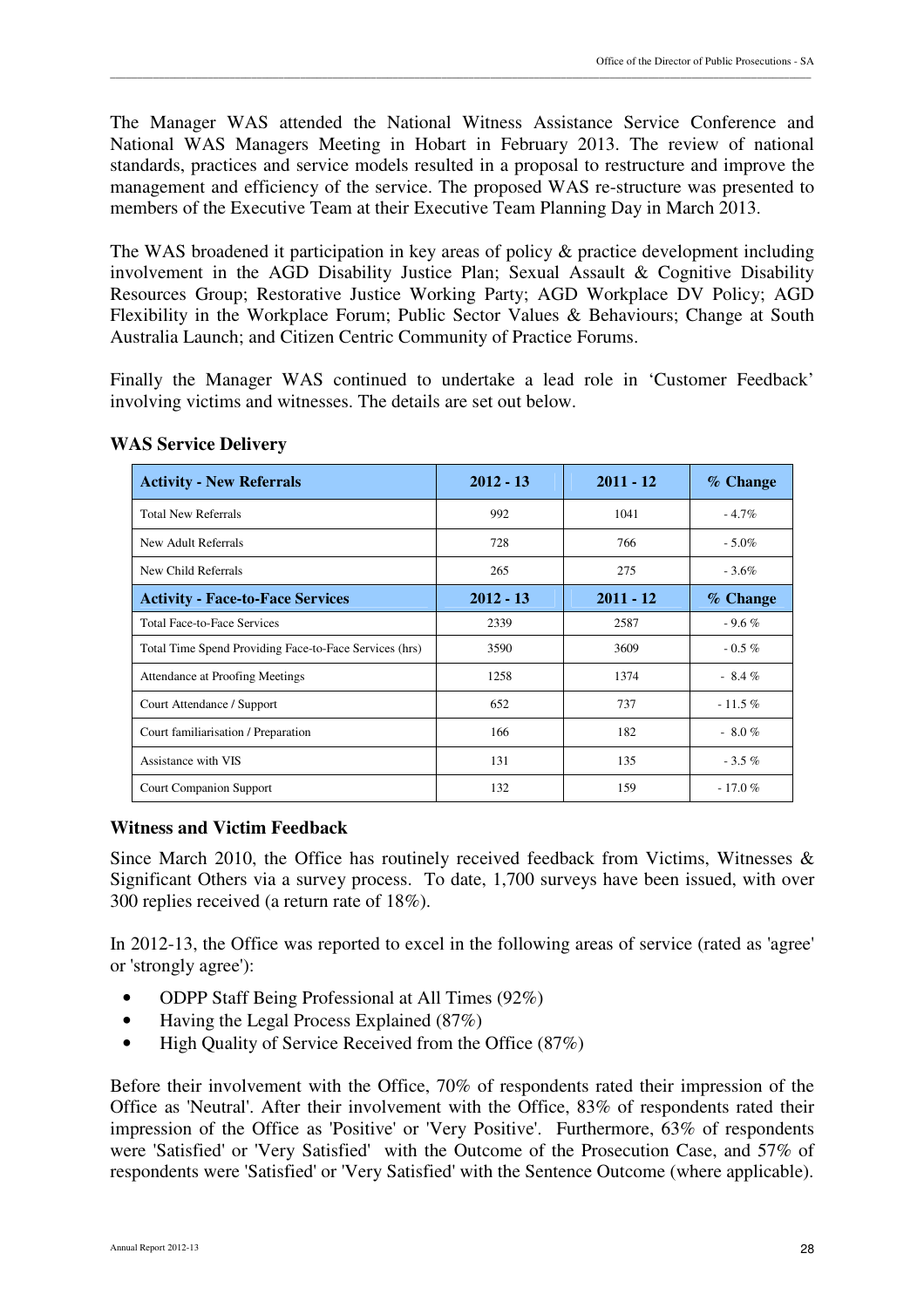The Manager WAS attended the National Witness Assistance Service Conference and National WAS Managers Meeting in Hobart in February 2013. The review of national standards, practices and service models resulted in a proposal to restructure and improve the management and efficiency of the service. The proposed WAS re-structure was presented to members of the Executive Team at their Executive Team Planning Day in March 2013.

The WAS broadened it participation in key areas of policy & practice development including involvement in the AGD Disability Justice Plan; Sexual Assault & Cognitive Disability Resources Group; Restorative Justice Working Party; AGD Workplace DV Policy; AGD Flexibility in the Workplace Forum; Public Sector Values & Behaviours; Change at South Australia Launch; and Citizen Centric Community of Practice Forums.

Finally the Manager WAS continued to undertake a lead role in 'Customer Feedback' involving victims and witnesses. The details are set out below.

### WAS Service Delivery

| Activity - New Referrals | 2012 - 13 | 2011 - 12 | % Change |
|---|---|---|---|
| Total New Referrals | 992 | 1041 | - 4.7% |
| New Adult Referrals | 728 | 766 | - 5.0% |
| New Child Referrals | 265 | 275 | - 3.6% |
| **Activity - Face-to-Face Services** | **2012 - 13** | **2011 - 12** | **% Change** |
| Total Face-to-Face Services | 2339 | 2587 | - 9.6 % |
| Total Time Spend Providing Face-to-Face Services (hrs) | 3590 | 3609 | - 0.5 % |
| Attendance at Proofing Meetings | 1258 | 1374 | - 8.4 % |
| Court Attendance / Support | 652 | 737 | - 11.5 % |
| Court familiarisation / Preparation | 166 | 182 | - 8.0 % |
| Assistance with VIS | 131 | 135 | - 3.5 % |
| Court Companion Support | 132 | 159 | - 17.0 % |

### Witness and Victim Feedback

Since March 2010, the Office has routinely received feedback from Victims, Witnesses & Significant Others via a survey process. To date, 1,700 surveys have been issued, with over 300 replies received (a return rate of 18%).

In 2012-13, the Office was reported to excel in the following areas of service (rated as 'agree' or 'strongly agree'):

- ODPP Staff Being Professional at All Times (92%)
- Having the Legal Process Explained (87%)
- High Quality of Service Received from the Office (87%)

Before their involvement with the Office, 70% of respondents rated their impression of the Office as 'Neutral'. After their involvement with the Office, 83% of respondents rated their impression of the Office as 'Positive' or 'Very Positive'. Furthermore, 63% of respondents were 'Satisfied' or 'Very Satisfied' with the Outcome of the Prosecution Case, and 57% of respondents were 'Satisfied' or 'Very Satisfied' with the Sentence Outcome (where applicable).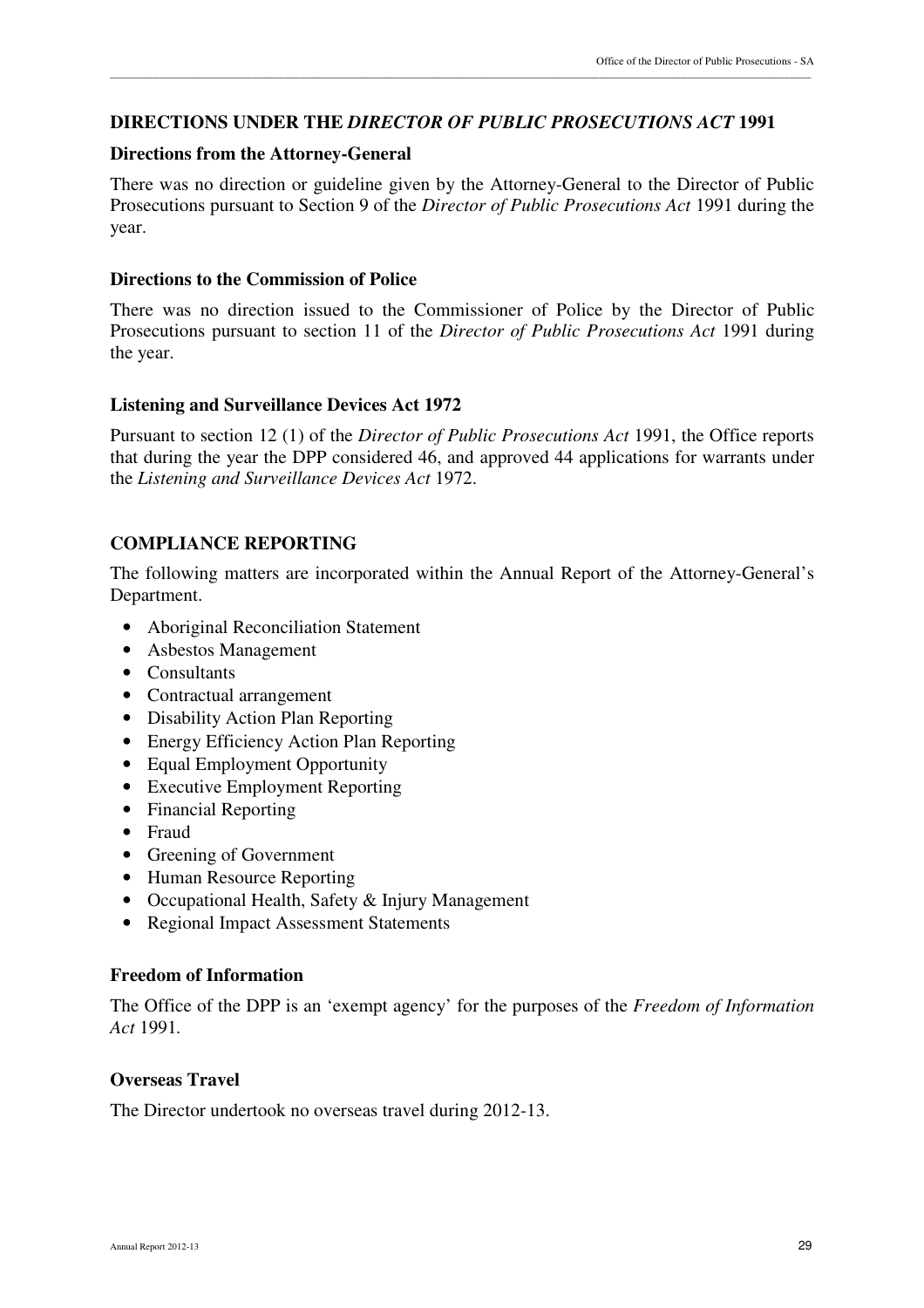## DIRECTIONS UNDER THE *DIRECTOR OF PUBLIC PROSECUTIONS ACT* 1991

### Directions from the Attorney-General

There was no direction or guideline given by the Attorney-General to the Director of Public Prosecutions pursuant to Section 9 of the *Director of Public Prosecutions Act* 1991 during the year.

### Directions to the Commission of Police

There was no direction issued to the Commissioner of Police by the Director of Public Prosecutions pursuant to section 11 of the *Director of Public Prosecutions Act* 1991 during the year.

### Listening and Surveillance Devices Act 1972

Pursuant to section 12 (1) of the *Director of Public Prosecutions Act* 1991, the Office reports that during the year the DPP considered 46, and approved 44 applications for warrants under the *Listening and Surveillance Devices Act* 1972.

## COMPLIANCE REPORTING

The following matters are incorporated within the Annual Report of the Attorney-General's Department.

- Aboriginal Reconciliation Statement
- Asbestos Management
- Consultants
- Contractual arrangement
- Disability Action Plan Reporting
- Energy Efficiency Action Plan Reporting
- Equal Employment Opportunity
- Executive Employment Reporting
- Financial Reporting
- Fraud
- Greening of Government
- Human Resource Reporting
- Occupational Health, Safety & Injury Management
- Regional Impact Assessment Statements

### Freedom of Information

The Office of the DPP is an 'exempt agency' for the purposes of the *Freedom of Information Act* 1991.

### Overseas Travel

The Director undertook no overseas travel during 2012-13.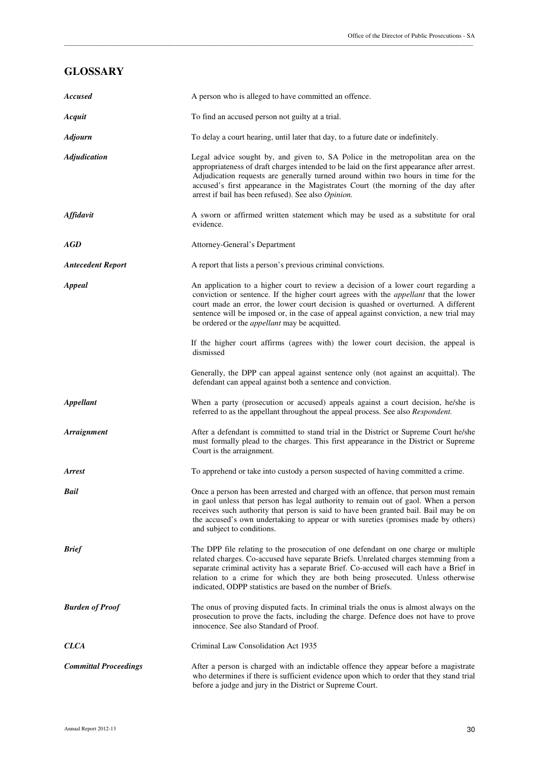## GLOSSARY

***Accused*** A person who is alleged to have committed an offence.

***Acquit*** To find an accused person not guilty at a trial.

***Adjourn*** To delay a court hearing, until later that day, to a future date or indefinitely.

***Adjudication*** Legal advice sought by, and given to, SA Police in the metropolitan area on the appropriateness of draft charges intended to be laid on the first appearance after arrest. Adjudication requests are generally turned around within two hours in time for the accused's first appearance in the Magistrates Court (the morning of the day after arrest if bail has been refused). See also *Opinion.*

***Affidavit*** A sworn or affirmed written statement which may be used as a substitute for oral evidence.

***AGD*** Attorney-General's Department

***Antecedent Report*** A report that lists a person's previous criminal convictions.

***Appeal*** An application to a higher court to review a decision of a lower court regarding a conviction or sentence. If the higher court agrees with the *appellant* that the lower court made an error, the lower court decision is quashed or overturned. A different sentence will be imposed or, in the case of appeal against conviction, a new trial may be ordered or the *appellant* may be acquitted.

If the higher court affirms (agrees with) the lower court decision, the appeal is dismissed

Generally, the DPP can appeal against sentence only (not against an acquittal). The defendant can appeal against both a sentence and conviction.

***Appellant*** When a party (prosecution or accused) appeals against a court decision, he/she is referred to as the appellant throughout the appeal process. See also *Respondent.*

***Arraignment*** After a defendant is committed to stand trial in the District or Supreme Court he/she must formally plead to the charges. This first appearance in the District or Supreme Court is the arraignment.

***Arrest*** To apprehend or take into custody a person suspected of having committed a crime.

***Bail*** Once a person has been arrested and charged with an offence, that person must remain in gaol unless that person has legal authority to remain out of gaol. When a person receives such authority that person is said to have been granted bail. Bail may be on the accused's own undertaking to appear or with sureties (promises made by others) and subject to conditions.

***Brief*** The DPP file relating to the prosecution of one defendant on one charge or multiple related charges. Co-accused have separate Briefs. Unrelated charges stemming from a separate criminal activity has a separate Brief. Co-accused will each have a Brief in relation to a crime for which they are both being prosecuted. Unless otherwise indicated, ODPP statistics are based on the number of Briefs.

***Burden of Proof*** The onus of proving disputed facts. In criminal trials the onus is almost always on the prosecution to prove the facts, including the charge. Defence does not have to prove innocence. See also Standard of Proof.

***CLCA*** Criminal Law Consolidation Act 1935

***Committal Proceedings*** After a person is charged with an indictable offence they appear before a magistrate who determines if there is sufficient evidence upon which to order that they stand trial before a judge and jury in the District or Supreme Court.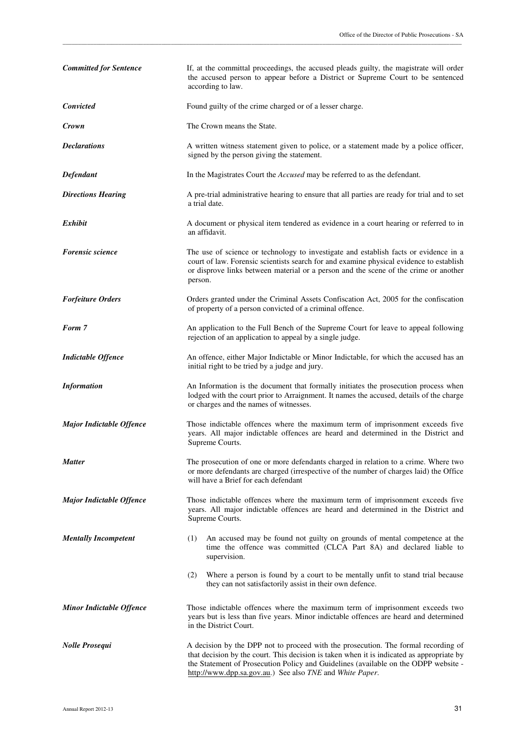| | |
|---|---|
| ***Committed for Sentence*** | If, at the committal proceedings, the accused pleads guilty, the magistrate will order the accused person to appear before a District or Supreme Court to be sentenced according to law. |
| ***Convicted*** | Found guilty of the crime charged or of a lesser charge. |
| ***Crown*** | The Crown means the State. |
| ***Declarations*** | A written witness statement given to police, or a statement made by a police officer, signed by the person giving the statement. |
| ***Defendant*** | In the Magistrates Court the *Accused* may be referred to as the defendant. |
| ***Directions Hearing*** | A pre-trial administrative hearing to ensure that all parties are ready for trial and to set a trial date. |
| ***Exhibit*** | A document or physical item tendered as evidence in a court hearing or referred to in an affidavit. |
| ***Forensic science*** | The use of science or technology to investigate and establish facts or evidence in a court of law. Forensic scientists search for and examine physical evidence to establish or disprove links between material or a person and the scene of the crime or another person. |
| ***Forfeiture Orders*** | Orders granted under the Criminal Assets Confiscation Act, 2005 for the confiscation of property of a person convicted of a criminal offence. |
| ***Form 7*** | An application to the Full Bench of the Supreme Court for leave to appeal following rejection of an application to appeal by a single judge. |
| ***Indictable Offence*** | An offence, either Major Indictable or Minor Indictable, for which the accused has an initial right to be tried by a judge and jury. |
| ***Information*** | An Information is the document that formally initiates the prosecution process when lodged with the court prior to Arraignment. It names the accused, details of the charge or charges and the names of witnesses. |
| ***Major Indictable Offence*** | Those indictable offences where the maximum term of imprisonment exceeds five years. All major indictable offences are heard and determined in the District and Supreme Courts. |
| ***Matter*** | The prosecution of one or more defendants charged in relation to a crime. Where two or more defendants are charged (irrespective of the number of charges laid) the Office will have a Brief for each defendant |
| ***Major Indictable Offence*** | Those indictable offences where the maximum term of imprisonment exceeds five years. All major indictable offences are heard and determined in the District and Supreme Courts. |
| ***Mentally Incompetent*** | (1) An accused may be found not guilty on grounds of mental competence at the time the offence was committed (CLCA Part 8A) and declared liable to supervision.<br>(2) Where a person is found by a court to be mentally unfit to stand trial because they can not satisfactorily assist in their own defence. |
| ***Minor Indictable Offence*** | Those indictable offences where the maximum term of imprisonment exceeds two years but is less than five years. Minor indictable offences are heard and determined in the District Court. |
| ***Nolle Prosequi*** | A decision by the DPP not to proceed with the prosecution. The formal recording of that decision by the court. This decision is taken when it is indicated as appropriate by the Statement of Prosecution Policy and Guidelines (available on the ODPP website - http://www.dpp.sa.gov.au.) See also *TNE* and *White Paper*. |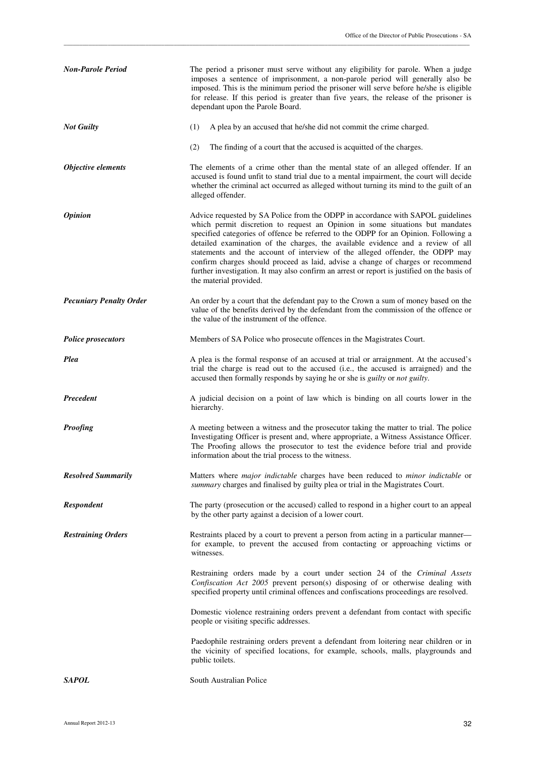***Non-Parole Period*** The period a prisoner must serve without any eligibility for parole. When a judge imposes a sentence of imprisonment, a non-parole period will generally also be imposed. This is the minimum period the prisoner will serve before he/she is eligible for release. If this period is greater than five years, the release of the prisoner is dependant upon the Parole Board.

***Not Guilty***

(1) A plea by an accused that he/she did not commit the crime charged.

(2) The finding of a court that the accused is acquitted of the charges.

***Objective elements*** The elements of a crime other than the mental state of an alleged offender. If an accused is found unfit to stand trial due to a mental impairment, the court will decide whether the criminal act occurred as alleged without turning its mind to the guilt of an alleged offender.

***Opinion*** Advice requested by SA Police from the ODPP in accordance with SAPOL guidelines which permit discretion to request an Opinion in some situations but mandates specified categories of offence be referred to the ODPP for an Opinion. Following a detailed examination of the charges, the available evidence and a review of all statements and the account of interview of the alleged offender, the ODPP may confirm charges should proceed as laid, advise a change of charges or recommend further investigation. It may also confirm an arrest or report is justified on the basis of the material provided.

***Pecuniary Penalty Order*** An order by a court that the defendant pay to the Crown a sum of money based on the value of the benefits derived by the defendant from the commission of the offence or the value of the instrument of the offence.

***Police prosecutors*** Members of SA Police who prosecute offences in the Magistrates Court.

***Plea*** A plea is the formal response of an accused at trial or arraignment. At the accused's trial the charge is read out to the accused (i.e., the accused is arraigned) and the accused then formally responds by saying he or she is *guilty* or *not guilty*.

***Precedent*** A judicial decision on a point of law which is binding on all courts lower in the hierarchy.

***Proofing*** A meeting between a witness and the prosecutor taking the matter to trial. The police Investigating Officer is present and, where appropriate, a Witness Assistance Officer. The Proofing allows the prosecutor to test the evidence before trial and provide information about the trial process to the witness.

***Resolved Summarily*** Matters where *major indictable* charges have been reduced to *minor indictable* or *summary* charges and finalised by guilty plea or trial in the Magistrates Court.

***Respondent*** The party (prosecution or the accused) called to respond in a higher court to an appeal by the other party against a decision of a lower court.

***Restraining Orders*** Restraints placed by a court to prevent a person from acting in a particular manner—for example, to prevent the accused from contacting or approaching victims or witnesses.

Restraining orders made by a court under section 24 of the *Criminal Assets Confiscation Act 2005* prevent person(s) disposing of or otherwise dealing with specified property until criminal offences and confiscations proceedings are resolved.

Domestic violence restraining orders prevent a defendant from contact with specific people or visiting specific addresses.

Paedophile restraining orders prevent a defendant from loitering near children or in the vicinity of specified locations, for example, schools, malls, playgrounds and public toilets.

***SAPOL*** South Australian Police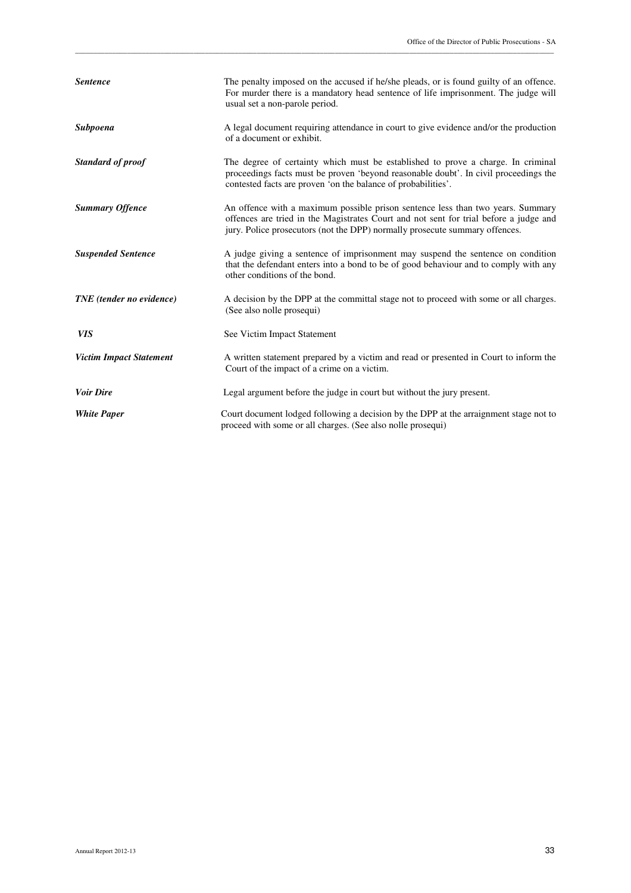| | |
|---|---|
| ***Sentence*** | The penalty imposed on the accused if he/she pleads, or is found guilty of an offence. For murder there is a mandatory head sentence of life imprisonment. The judge will usual set a non-parole period. |
| ***Subpoena*** | A legal document requiring attendance in court to give evidence and/or the production of a document or exhibit. |
| ***Standard of proof*** | The degree of certainty which must be established to prove a charge. In criminal proceedings facts must be proven 'beyond reasonable doubt'. In civil proceedings the contested facts are proven 'on the balance of probabilities'. |
| ***Summary Offence*** | An offence with a maximum possible prison sentence less than two years. Summary offences are tried in the Magistrates Court and not sent for trial before a judge and jury. Police prosecutors (not the DPP) normally prosecute summary offences. |
| ***Suspended Sentence*** | A judge giving a sentence of imprisonment may suspend the sentence on condition that the defendant enters into a bond to be of good behaviour and to comply with any other conditions of the bond. |
| ***TNE (tender no evidence)*** | A decision by the DPP at the committal stage not to proceed with some or all charges. (See also nolle prosequi) |
| ***VIS*** | See Victim Impact Statement |
| ***Victim Impact Statement*** | A written statement prepared by a victim and read or presented in Court to inform the Court of the impact of a crime on a victim. |
| ***Voir Dire*** | Legal argument before the judge in court but without the jury present. |
| ***White Paper*** | Court document lodged following a decision by the DPP at the arraignment stage not to proceed with some or all charges. (See also nolle prosequi) |